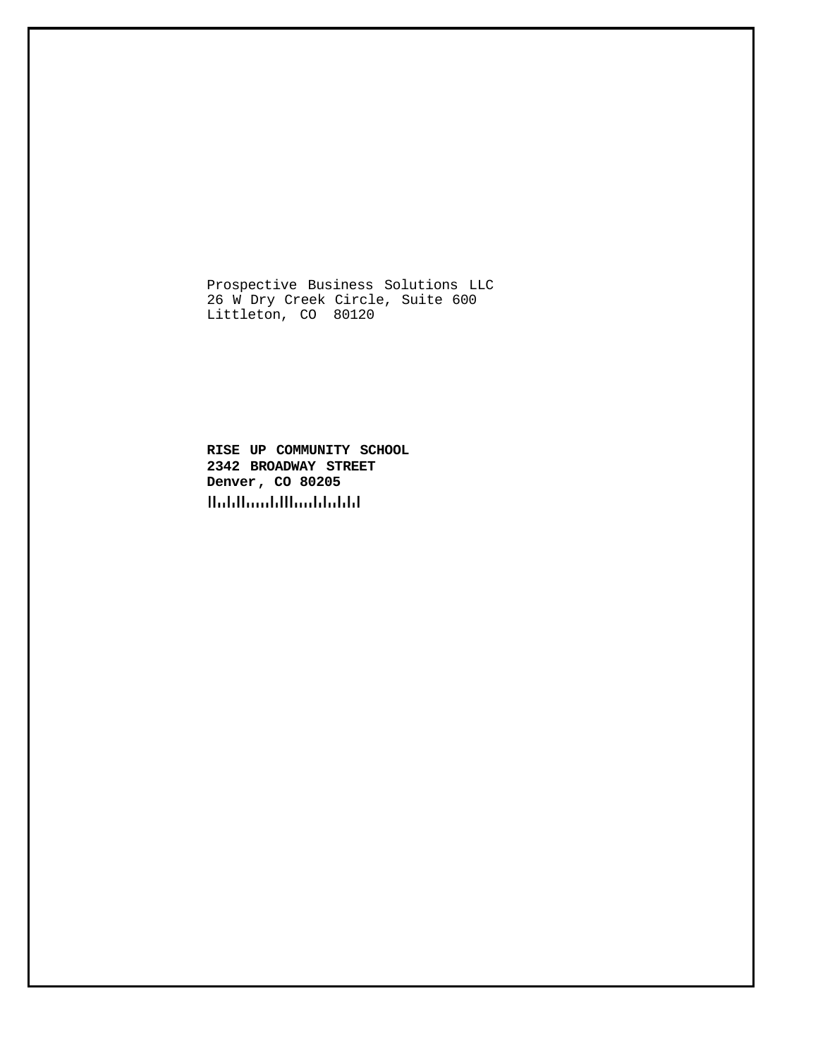Prospective Business Solutions LLC
26 W Dry Creek Circle, Suite 600
Littleton, CO 80120

**RISE UP COMMUNITY SCHOOL**
**2342 BROADWAY STREET**
**Denver, CO 80205**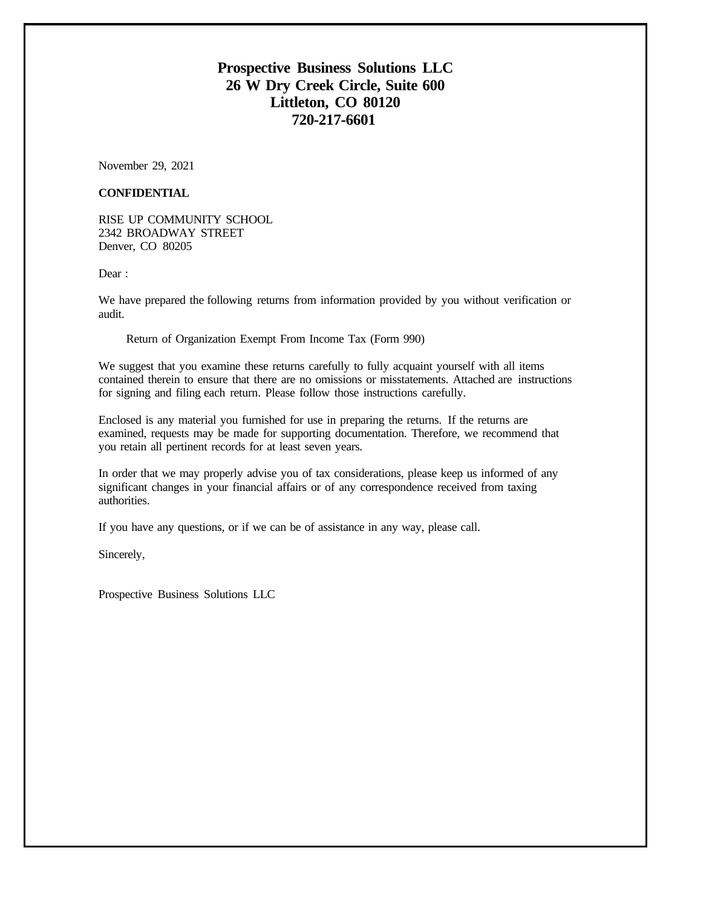**Prospective Business Solutions LLC**
**26 W Dry Creek Circle, Suite 600**
**Littleton, CO 80120**
**720-217-6601**

November 29, 2021

**CONFIDENTIAL**

RISE UP COMMUNITY SCHOOL
2342 BROADWAY STREET
Denver, CO 80205

Dear :

We have prepared the following returns from information provided by you without verification or audit.

Return of Organization Exempt From Income Tax (Form 990)

We suggest that you examine these returns carefully to fully acquaint yourself with all items contained therein to ensure that there are no omissions or misstatements. Attached are instructions for signing and filing each return. Please follow those instructions carefully.

Enclosed is any material you furnished for use in preparing the returns. If the returns are examined, requests may be made for supporting documentation. Therefore, we recommend that you retain all pertinent records for at least seven years.

In order that we may properly advise you of tax considerations, please keep us informed of any significant changes in your financial affairs or of any correspondence received from taxing authorities.

If you have any questions, or if we can be of assistance in any way, please call.

Sincerely,

Prospective Business Solutions LLC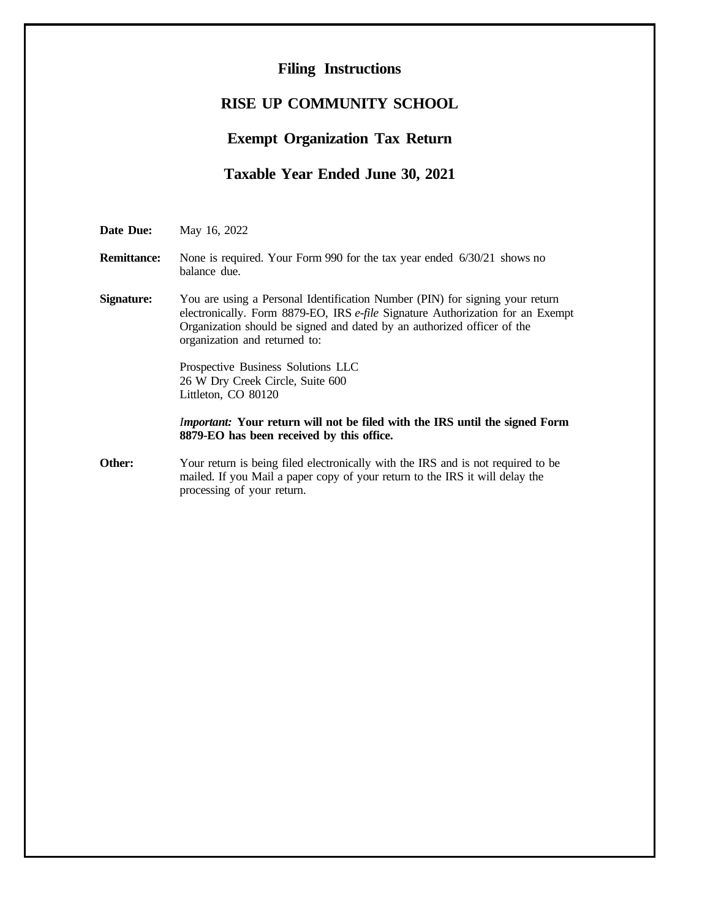# Filing Instructions

## RISE UP COMMUNITY SCHOOL

## Exempt Organization Tax Return

## Taxable Year Ended June 30, 2021

**Date Due:** May 16, 2022

**Remittance:** None is required. Your Form 990 for the tax year ended 6/30/21 shows no balance due.

**Signature:** You are using a Personal Identification Number (PIN) for signing your return electronically. Form 8879-EO, IRS *e-file* Signature Authorization for an Exempt Organization should be signed and dated by an authorized officer of the organization and returned to:

Prospective Business Solutions LLC
26 W Dry Creek Circle, Suite 600
Littleton, CO 80120

***Important:*** **Your return will not be filed with the IRS until the signed Form 8879-EO has been received by this office.**

**Other:** Your return is being filed electronically with the IRS and is not required to be mailed. If you Mail a paper copy of your return to the IRS it will delay the processing of your return.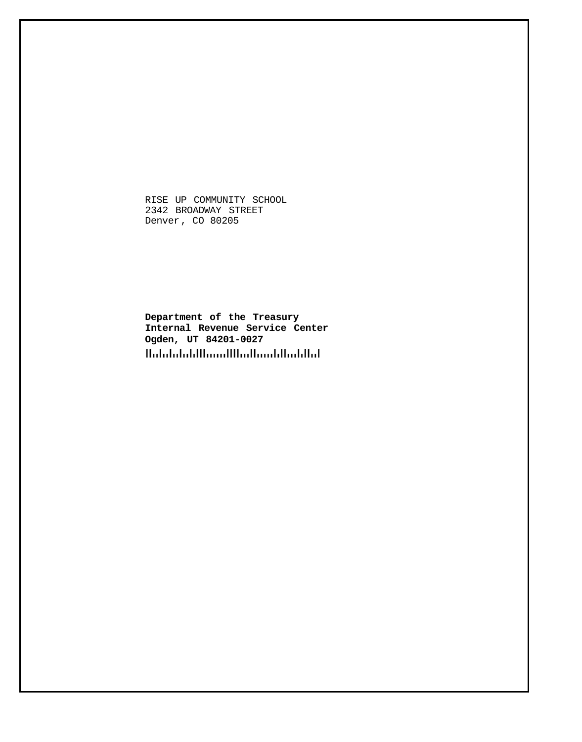RISE UP COMMUNITY SCHOOL
2342 BROADWAY STREET
Denver, CO 80205

**Department of the Treasury**
**Internal Revenue Service Center**
**Ogden, UT 84201-0027**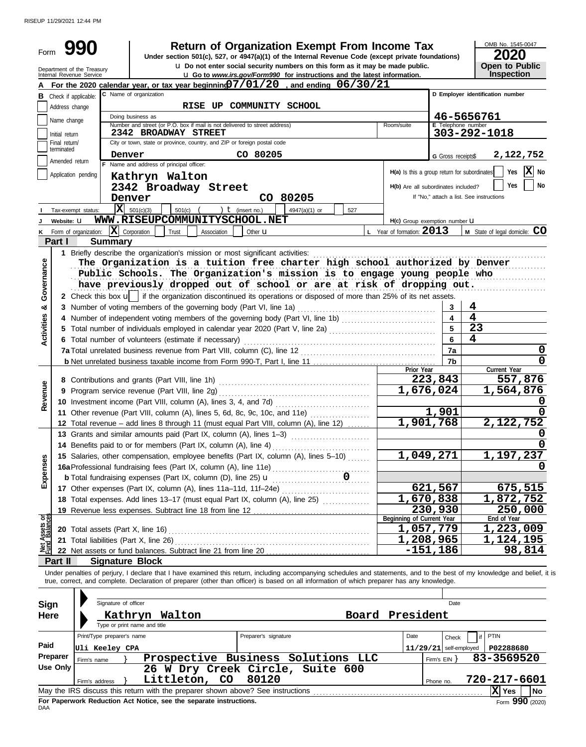RISEUP 11/29/2021 12:44 PM

# Form 990 — Return of Organization Exempt From Income Tax (2020)

Under section 501(c), 527, or 4947(a)(1) of the Internal Revenue Code (except private foundations)

u Do not enter social security numbers on this form as it may be made public.

u Go to *www.irs.gov/Form990* for instructions and the latest information.

OMB No. 1545-0047 — **2020** — **Open to Public Inspection**

Department of the Treasury, Internal Revenue Service

**A** For the 2020 calendar year, or tax year beginning **07/01/20**, and ending **06/30/21**

**B** Check if applicable: Address change, Name change, Initial return, Final return/terminated, Amended return, Application pending

**C** Name of organization: **RISE UP COMMUNITY SCHOOL**

Doing business as

Number and street (or P.O. box if mail is not delivered to street address): **2342 BROADWAY STREET** — Room/suite

City or town, state or province, country, and ZIP or foreign postal code: **Denver CO 80205**

**D** Employer identification number: **46-5656761**

**E** Telephone number: **303-292-1018**

**G** Gross receipts$ **2,122,752**

**F** Name and address of principal officer: **Kathryn Walton, 2342 Broadway Street, Denver CO 80205**

**H(a)** Is this a group return for subordinates? Yes [ ] No [X]

**H(b)** Are all subordinates included? Yes [ ] No [ ] — If "No," attach a list. See instructions

**I** Tax-exempt status: [X] 501(c)(3) [ ] 501(c) ( ) t (insert no.) [ ] 4947(a)(1) or [ ] 527

**J** Website: u **WWW.RISEUPCOMMUNITYSCHOOL.NET**

**H(c)** Group exemption number u

**K** Form of organization: [X] Corporation [ ] Trust [ ] Association [ ] Other u

**L** Year of formation: **2013**

**M** State of legal domicile: **CO**

## Part I — Summary

**Activities & Governance**

1 Briefly describe the organization's mission or most significant activities:
The Organization is a tuition free charter high school authorized by Denver Public Schools. The Organization's mission is to engage young people who have previously dropped out of school or are at risk of dropping out.

2 Check this box u [ ] if the organization discontinued its operations or disposed of more than 25% of its net assets.

| Line | Description | No. | Value |
|---|---|---|---|
| 3 | Number of voting members of the governing body (Part VI, line 1a) | 3 | 4 |
| 4 | Number of independent voting members of the governing body (Part VI, line 1b) | 4 | 4 |
| 5 | Total number of individuals employed in calendar year 2020 (Part V, line 2a) | 5 | 23 |
| 6 | Total number of volunteers (estimate if necessary) | 6 | 4 |
| 7a | Total unrelated business revenue from Part VIII, column (C), line 12 | 7a | 0 |
| b | Net unrelated business taxable income from Form 990-T, Part I, line 11 | 7b | 0 |

| | Line | Description | Prior Year | Current Year |
|---|---|---|---|---|
| **Revenue** | 8 | Contributions and grants (Part VIII, line 1h) | 223,843 | 557,876 |
| | 9 | Program service revenue (Part VIII, line 2g) | 1,676,024 | 1,564,876 |
| | 10 | Investment income (Part VIII, column (A), lines 3, 4, and 7d) | | 0 |
| | 11 | Other revenue (Part VIII, column (A), lines 5, 6d, 8c, 9c, 10c, and 11e) | 1,901 | 0 |
| | 12 | Total revenue – add lines 8 through 11 (must equal Part VIII, column (A), line 12) | 1,901,768 | 2,122,752 |
| **Expenses** | 13 | Grants and similar amounts paid (Part IX, column (A), lines 1–3) | | 0 |
| | 14 | Benefits paid to or for members (Part IX, column (A), line 4) | | 0 |
| | 15 | Salaries, other compensation, employee benefits (Part IX, column (A), lines 5–10) | 1,049,271 | 1,197,237 |
| | 16a | Professional fundraising fees (Part IX, column (A), line 11e) | | 0 |
| | b | Total fundraising expenses (Part IX, column (D), line 25) u 0 | | |
| | 17 | Other expenses (Part IX, column (A), lines 11a–11d, 11f–24e) | 621,567 | 675,515 |
| | 18 | Total expenses. Add lines 13–17 (must equal Part IX, column (A), line 25) | 1,670,838 | 1,872,752 |
| | 19 | Revenue less expenses. Subtract line 18 from line 12 | 230,930 | 250,000 |
| | | | **Beginning of Current Year** | **End of Year** |
| **Net Assets or Fund Balances** | 20 | Total assets (Part X, line 16) | 1,057,779 | 1,223,009 |
| | 21 | Total liabilities (Part X, line 26) | 1,208,965 | 1,124,195 |
| | 22 | Net assets or fund balances. Subtract line 21 from line 20 | -151,186 | 98,814 |

## Part II — Signature Block

Under penalties of perjury, I declare that I have examined this return, including accompanying schedules and statements, and to the best of my knowledge and belief, it is true, correct, and complete. Declaration of preparer (other than officer) is based on all information of which preparer has any knowledge.

**Sign Here**

Signature of officer — Date

Kathryn Walton — Board President

Type or print name and title

**Paid Preparer Use Only**

| Print/Type preparer's name | Preparer's signature | Date | Check if self-employed | PTIN |
|---|---|---|---|---|
| Uli Keeley CPA | | 11/29/21 | | P02288680 |

Firm's name } Prospective Business Solutions LLC — Firm's EIN } 83-3569520

Firm's address } 26 W Dry Creek Circle, Suite 600, Littleton, CO 80120 — Phone no. 720-217-6601

May the IRS discuss this return with the preparer shown above? See instructions [X] Yes [ ] No

**For Paperwork Reduction Act Notice, see the separate instructions.**

DAA — Form **990** (2020)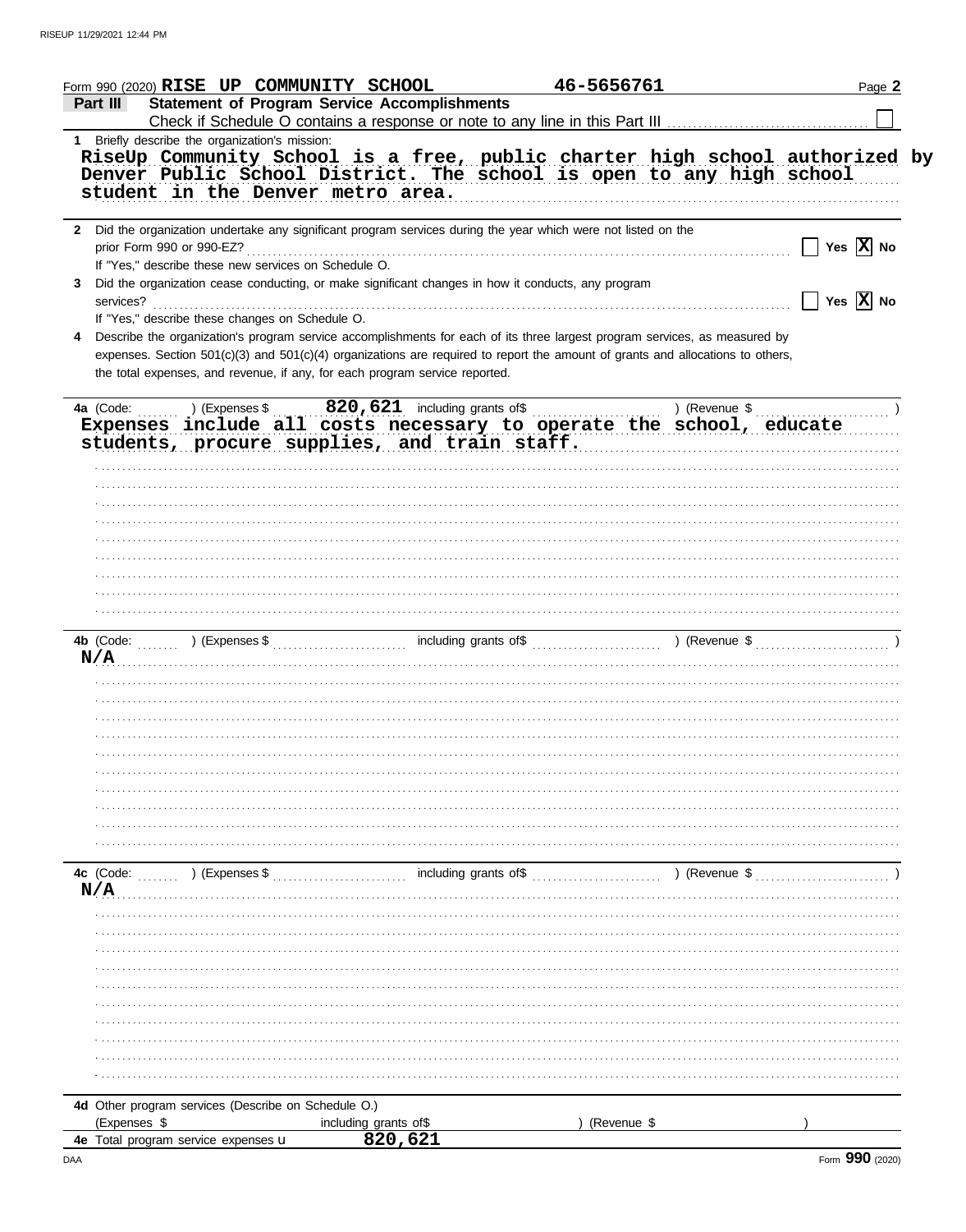Form 990 (2020) **RISE UP COMMUNITY SCHOOL** **46-5656761** Page **2**

## Part III Statement of Program Service Accomplishments

Check if Schedule O contains a response or note to any line in this Part III ☐

**1** Briefly describe the organization's mission:

RiseUp Community School is a free, public charter high school authorized by Denver Public School District. The school is open to any high school student in the Denver metro area.

**2** Did the organization undertake any significant program services during the year which were not listed on the prior Form 990 or 990-EZ? ☐ Yes ☒ No

If "Yes," describe these new services on Schedule O.

**3** Did the organization cease conducting, or make significant changes in how it conducts, any program services? ☐ Yes ☒ No

If "Yes," describe these changes on Schedule O.

**4** Describe the organization's program service accomplishments for each of its three largest program services, as measured by expenses. Section 501(c)(3) and 501(c)(4) organizations are required to report the amount of grants and allocations to others, the total expenses, and revenue, if any, for each program service reported.

**4a** (Code: ) (Expenses $ **820,621** including grants of$ ) (Revenue $ )

Expenses include all costs necessary to operate the school, educate students, procure supplies, and train staff.

**4b** (Code: ) (Expenses $ including grants of$ ) (Revenue $ )

N/A

**4c** (Code: ) (Expenses $ including grants of$ ) (Revenue $ )

N/A

**4d** Other program services (Describe on Schedule O.)

(Expenses $ including grants of$ ) (Revenue $ )

**4e** Total program service expenses ▶ **820,621**

DAA Form **990** (2020)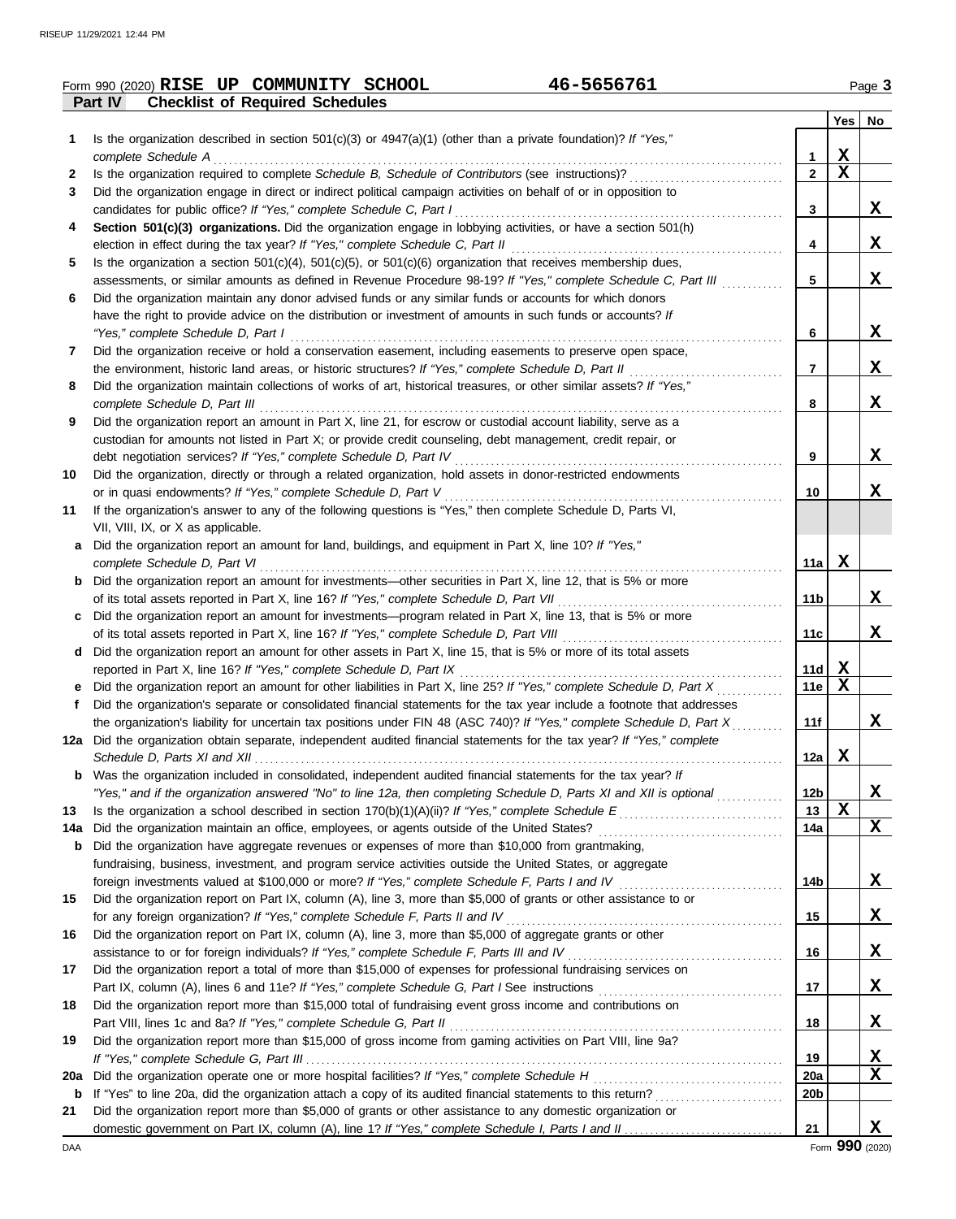Form 990 (2020) **RISE UP COMMUNITY SCHOOL** **46-5656761** Page **3**

**Part IV Checklist of Required Schedules**

| | | | Yes | No |
|---|---|---|---|---|
| **1** | Is the organization described in section 501(c)(3) or 4947(a)(1) (other than a private foundation)? *If "Yes," complete Schedule A* | **1** | **X** | |
| **2** | Is the organization required to complete *Schedule B, Schedule of Contributors* (see instructions)? | **2** | **X** | |
| **3** | Did the organization engage in direct or indirect political campaign activities on behalf of or in opposition to candidates for public office? *If "Yes," complete Schedule C, Part I* | **3** | | **X** |
| **4** | **Section 501(c)(3) organizations.** Did the organization engage in lobbying activities, or have a section 501(h) election in effect during the tax year? *If "Yes," complete Schedule C, Part II* | **4** | | **X** |
| **5** | Is the organization a section 501(c)(4), 501(c)(5), or 501(c)(6) organization that receives membership dues, assessments, or similar amounts as defined in Revenue Procedure 98-19? *If "Yes," complete Schedule C, Part III* | **5** | | **X** |
| **6** | Did the organization maintain any donor advised funds or any similar funds or accounts for which donors have the right to provide advice on the distribution or investment of amounts in such funds or accounts? *If "Yes," complete Schedule D, Part I* | **6** | | **X** |
| **7** | Did the organization receive or hold a conservation easement, including easements to preserve open space, the environment, historic land areas, or historic structures? *If "Yes," complete Schedule D, Part II* | **7** | | **X** |
| **8** | Did the organization maintain collections of works of art, historical treasures, or other similar assets? *If "Yes," complete Schedule D, Part III* | **8** | | **X** |
| **9** | Did the organization report an amount in Part X, line 21, for escrow or custodial account liability, serve as a custodian for amounts not listed in Part X; or provide credit counseling, debt management, credit repair, or debt negotiation services? *If "Yes," complete Schedule D, Part IV* | **9** | | **X** |
| **10** | Did the organization, directly or through a related organization, hold assets in donor-restricted endowments or in quasi endowments? *If "Yes," complete Schedule D, Part V* | **10** | | **X** |
| **11** | If the organization's answer to any of the following questions is "Yes," then complete Schedule D, Parts VI, VII, VIII, IX, or X as applicable. | | | |
| **a** | Did the organization report an amount for land, buildings, and equipment in Part X, line 10? *If "Yes," complete Schedule D, Part VI* | **11a** | **X** | |
| **b** | Did the organization report an amount for investments—other securities in Part X, line 12, that is 5% or more of its total assets reported in Part X, line 16? *If "Yes," complete Schedule D, Part VII* | **11b** | | **X** |
| **c** | Did the organization report an amount for investments—program related in Part X, line 13, that is 5% or more of its total assets reported in Part X, line 16? *If "Yes," complete Schedule D, Part VIII* | **11c** | | **X** |
| **d** | Did the organization report an amount for other assets in Part X, line 15, that is 5% or more of its total assets reported in Part X, line 16? *If "Yes," complete Schedule D, Part IX* | **11d** | **X** | |
| **e** | Did the organization report an amount for other liabilities in Part X, line 25? *If "Yes," complete Schedule D, Part X* | **11e** | **X** | |
| **f** | Did the organization's separate or consolidated financial statements for the tax year include a footnote that addresses the organization's liability for uncertain tax positions under FIN 48 (ASC 740)? *If "Yes," complete Schedule D, Part X* | **11f** | | **X** |
| **12a** | Did the organization obtain separate, independent audited financial statements for the tax year? *If "Yes," complete Schedule D, Parts XI and XII* | **12a** | **X** | |
| **b** | Was the organization included in consolidated, independent audited financial statements for the tax year? *If "Yes," and if the organization answered "No" to line 12a, then completing Schedule D, Parts XI and XII is optional* | **12b** | | **X** |
| **13** | Is the organization a school described in section 170(b)(1)(A)(ii)? *If "Yes," complete Schedule E* | **13** | **X** | |
| **14a** | Did the organization maintain an office, employees, or agents outside of the United States? | **14a** | | **X** |
| **b** | Did the organization have aggregate revenues or expenses of more than $10,000 from grantmaking, fundraising, business, investment, and program service activities outside the United States, or aggregate foreign investments valued at $100,000 or more? *If "Yes," complete Schedule F, Parts I and IV* | **14b** | | **X** |
| **15** | Did the organization report on Part IX, column (A), line 3, more than $5,000 of grants or other assistance to or for any foreign organization? *If "Yes," complete Schedule F, Parts II and IV* | **15** | | **X** |
| **16** | Did the organization report on Part IX, column (A), line 3, more than $5,000 of aggregate grants or other assistance to or for foreign individuals? *If "Yes," complete Schedule F, Parts III and IV* | **16** | | **X** |
| **17** | Did the organization report a total of more than $15,000 of expenses for professional fundraising services on Part IX, column (A), lines 6 and 11e? *If "Yes," complete Schedule G, Part I* See instructions | **17** | | **X** |
| **18** | Did the organization report more than $15,000 total of fundraising event gross income and contributions on Part VIII, lines 1c and 8a? *If "Yes," complete Schedule G, Part II* | **18** | | **X** |
| **19** | Did the organization report more than $15,000 of gross income from gaming activities on Part VIII, line 9a? *If "Yes," complete Schedule G, Part III* | **19** | | **X** |
| **20a** | Did the organization operate one or more hospital facilities? *If "Yes," complete Schedule H* | **20a** | | **X** |
| **b** | If "Yes" to line 20a, did the organization attach a copy of its audited financial statements to this return? | **20b** | | |
| **21** | Did the organization report more than $5,000 of grants or other assistance to any domestic organization or domestic government on Part IX, column (A), line 1? *If "Yes," complete Schedule I, Parts I and II* | **21** | | **X** |

DAA Form **990** (2020)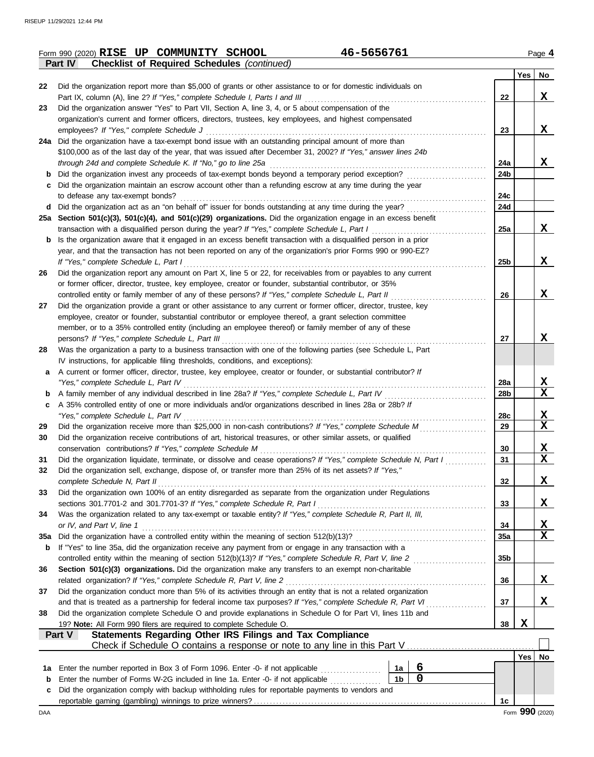Form 990 (2020) **RISE UP COMMUNITY SCHOOL** **46-5656761** Page **4**

**Part IV** **Checklist of Required Schedules** *(continued)*

| | | | Yes | No |
|---|---|---|---|---|
| 22 | Did the organization report more than $5,000 of grants or other assistance to or for domestic individuals on Part IX, column (A), line 2? *If "Yes," complete Schedule I, Parts I and III* | 22 | | X |
| 23 | Did the organization answer "Yes" to Part VII, Section A, line 3, 4, or 5 about compensation of the organization's current and former officers, directors, trustees, key employees, and highest compensated employees? *If "Yes," complete Schedule J* | 23 | | X |
| 24a | Did the organization have a tax-exempt bond issue with an outstanding principal amount of more than $100,000 as of the last day of the year, that was issued after December 31, 2002? *If "Yes," answer lines 24b through 24d and complete Schedule K. If "No," go to line 25a* | 24a | | X |
| b | Did the organization invest any proceeds of tax-exempt bonds beyond a temporary period exception? | 24b | | |
| c | Did the organization maintain an escrow account other than a refunding escrow at any time during the year to defease any tax-exempt bonds? | 24c | | |
| d | Did the organization act as an "on behalf of" issuer for bonds outstanding at any time during the year? | 24d | | |
| 25a | **Section 501(c)(3), 501(c)(4), and 501(c)(29) organizations.** Did the organization engage in an excess benefit transaction with a disqualified person during the year? *If "Yes," complete Schedule L, Part I* | 25a | | X |
| b | Is the organization aware that it engaged in an excess benefit transaction with a disqualified person in a prior year, and that the transaction has not been reported on any of the organization's prior Forms 990 or 990-EZ? *If "Yes," complete Schedule L, Part I* | 25b | | X |
| 26 | Did the organization report any amount on Part X, line 5 or 22, for receivables from or payables to any current or former officer, director, trustee, key employee, creator or founder, substantial contributor, or 35% controlled entity or family member of any of these persons? *If "Yes," complete Schedule L, Part II* | 26 | | X |
| 27 | Did the organization provide a grant or other assistance to any current or former officer, director, trustee, key employee, creator or founder, substantial contributor or employee thereof, a grant selection committee member, or to a 35% controlled entity (including an employee thereof) or family member of any of these persons? *If "Yes," complete Schedule L, Part III* | 27 | | X |
| 28 | Was the organization a party to a business transaction with one of the following parties (see Schedule L, Part IV instructions, for applicable filing thresholds, conditions, and exceptions): | | | |
| a | A current or former officer, director, trustee, key employee, creator or founder, or substantial contributor? *If "Yes," complete Schedule L, Part IV* | 28a | | X |
| b | A family member of any individual described in line 28a? *If "Yes," complete Schedule L, Part IV* | 28b | | X |
| c | A 35% controlled entity of one or more individuals and/or organizations described in lines 28a or 28b? *If "Yes," complete Schedule L, Part IV* | 28c | | X |
| 29 | Did the organization receive more than $25,000 in non-cash contributions? *If "Yes," complete Schedule M* | 29 | | X |
| 30 | Did the organization receive contributions of art, historical treasures, or other similar assets, or qualified conservation contributions? *If "Yes," complete Schedule M* | 30 | | X |
| 31 | Did the organization liquidate, terminate, or dissolve and cease operations? *If "Yes," complete Schedule N, Part I* | 31 | | X |
| 32 | Did the organization sell, exchange, dispose of, or transfer more than 25% of its net assets? *If "Yes," complete Schedule N, Part II* | 32 | | X |
| 33 | Did the organization own 100% of an entity disregarded as separate from the organization under Regulations sections 301.7701-2 and 301.7701-3? *If "Yes," complete Schedule R, Part I* | 33 | | X |
| 34 | Was the organization related to any tax-exempt or taxable entity? *If "Yes," complete Schedule R, Part II, III, or IV, and Part V, line 1* | 34 | | X |
| 35a | Did the organization have a controlled entity within the meaning of section 512(b)(13)? | 35a | | X |
| b | If "Yes" to line 35a, did the organization receive any payment from or engage in any transaction with a controlled entity within the meaning of section 512(b)(13)? *If "Yes," complete Schedule R, Part V, line 2* | 35b | | |
| 36 | **Section 501(c)(3) organizations.** Did the organization make any transfers to an exempt non-charitable related organization? *If "Yes," complete Schedule R, Part V, line 2* | 36 | | X |
| 37 | Did the organization conduct more than 5% of its activities through an entity that is not a related organization and that is treated as a partnership for federal income tax purposes? *If "Yes," complete Schedule R, Part VI* | 37 | | X |
| 38 | Did the organization complete Schedule O and provide explanations in Schedule O for Part VI, lines 11b and 19? **Note:** All Form 990 filers are required to complete Schedule O. | 38 | X | |

**Part V** **Statements Regarding Other IRS Filings and Tax Compliance**

Check if Schedule O contains a response or note to any line in this Part V ☐

| | | | | | Yes | No |
|---|---|---|---|---|---|---|
| 1a | Enter the number reported in Box 3 of Form 1096. Enter -0- if not applicable | 1a | 6 | | | |
| b | Enter the number of Forms W-2G included in line 1a. Enter -0- if not applicable | 1b | 0 | | | |
| c | Did the organization comply with backup withholding rules for reportable payments to vendors and reportable gaming (gambling) winnings to prize winners? | | | 1c | | |

Form **990** (2020)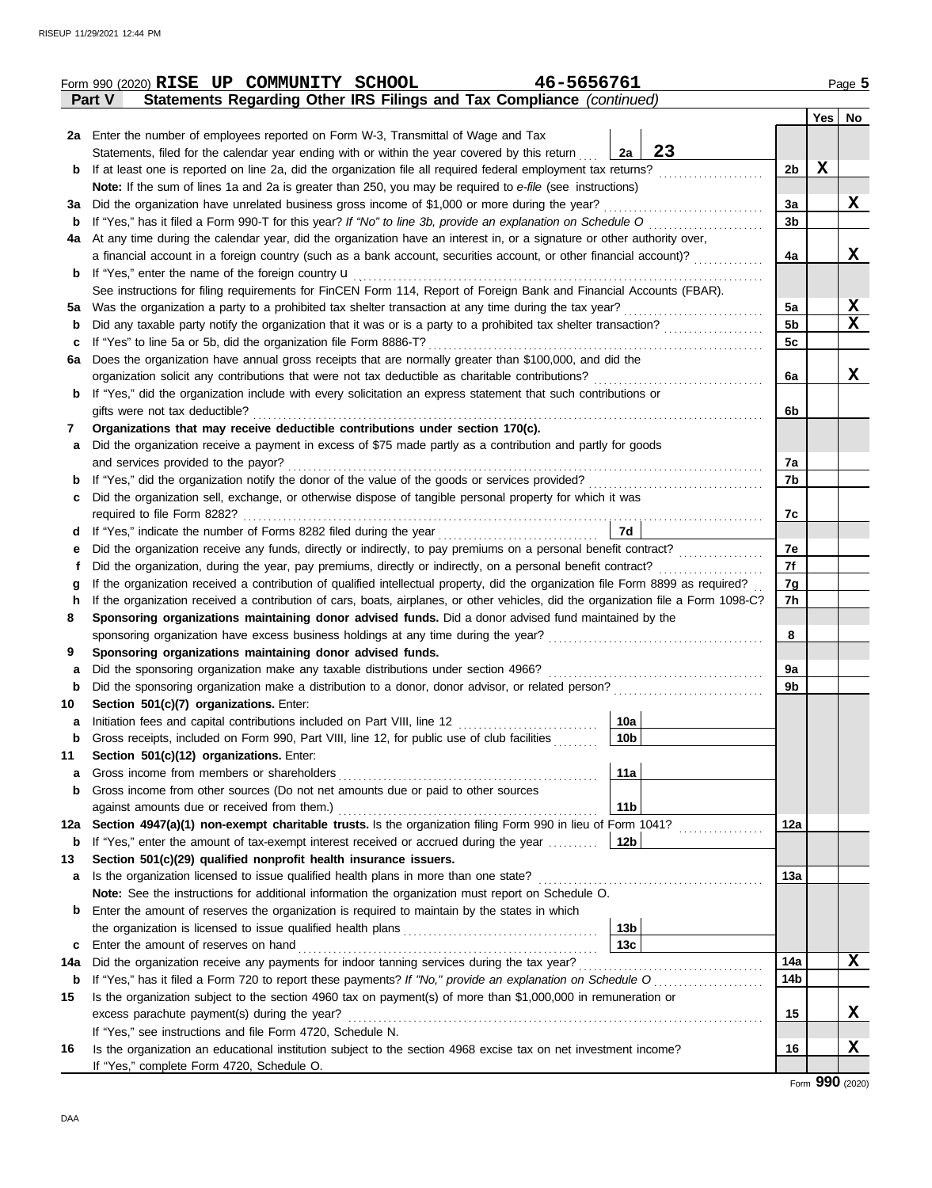Form 990 (2020) **RISE UP COMMUNITY SCHOOL** **46-5656761** Page **5**

## Part V Statements Regarding Other IRS Filings and Tax Compliance *(continued)*

| | | | | | Yes | No |
|---|---|---|---|---|---|---|
| **2a** | Enter the number of employees reported on Form W-3, Transmittal of Wage and Tax Statements, filed for the calendar year ending with or within the year covered by this return | 2a | 23 | | | |
| **b** | If at least one is reported on line 2a, did the organization file all required federal employment tax returns? | | | 2b | X | |
| | **Note:** If the sum of lines 1a and 2a is greater than 250, you may be required to *e-file* (see instructions) | | | | | |
| **3a** | Did the organization have unrelated business gross income of $1,000 or more during the year? | | | 3a | | X |
| **b** | If "Yes," has it filed a Form 990-T for this year? *If "No" to line 3b, provide an explanation on Schedule O* | | | 3b | | |
| **4a** | At any time during the calendar year, did the organization have an interest in, or a signature or other authority over, a financial account in a foreign country (such as a bank account, securities account, or other financial account)? | | | 4a | | X |
| **b** | If "Yes," enter the name of the foreign country u | | | | | |
| | See instructions for filing requirements for FinCEN Form 114, Report of Foreign Bank and Financial Accounts (FBAR). | | | | | |
| **5a** | Was the organization a party to a prohibited tax shelter transaction at any time during the tax year? | | | 5a | | X |
| **b** | Did any taxable party notify the organization that it was or is a party to a prohibited tax shelter transaction? | | | 5b | | X |
| **c** | If "Yes" to line 5a or 5b, did the organization file Form 8886-T? | | | 5c | | |
| **6a** | Does the organization have annual gross receipts that are normally greater than $100,000, and did the organization solicit any contributions that were not tax deductible as charitable contributions? | | | 6a | | X |
| **b** | If "Yes," did the organization include with every solicitation an express statement that such contributions or gifts were not tax deductible? | | | 6b | | |
| **7** | **Organizations that may receive deductible contributions under section 170(c).** | | | | | |
| **a** | Did the organization receive a payment in excess of $75 made partly as a contribution and partly for goods and services provided to the payor? | | | 7a | | |
| **b** | If "Yes," did the organization notify the donor of the value of the goods or services provided? | | | 7b | | |
| **c** | Did the organization sell, exchange, or otherwise dispose of tangible personal property for which it was required to file Form 8282? | | | 7c | | |
| **d** | If "Yes," indicate the number of Forms 8282 filed during the year | 7d | | | | |
| **e** | Did the organization receive any funds, directly or indirectly, to pay premiums on a personal benefit contract? | | | 7e | | |
| **f** | Did the organization, during the year, pay premiums, directly or indirectly, on a personal benefit contract? | | | 7f | | |
| **g** | If the organization received a contribution of qualified intellectual property, did the organization file Form 8899 as required? | | | 7g | | |
| **h** | If the organization received a contribution of cars, boats, airplanes, or other vehicles, did the organization file a Form 1098-C? | | | 7h | | |
| **8** | **Sponsoring organizations maintaining donor advised funds.** Did a donor advised fund maintained by the sponsoring organization have excess business holdings at any time during the year? | | | 8 | | |
| **9** | **Sponsoring organizations maintaining donor advised funds.** | | | | | |
| **a** | Did the sponsoring organization make any taxable distributions under section 4966? | | | 9a | | |
| **b** | Did the sponsoring organization make a distribution to a donor, donor advisor, or related person? | | | 9b | | |
| **10** | **Section 501(c)(7) organizations.** Enter: | | | | | |
| **a** | Initiation fees and capital contributions included on Part VIII, line 12 | 10a | | | | |
| **b** | Gross receipts, included on Form 990, Part VIII, line 12, for public use of club facilities | 10b | | | | |
| **11** | **Section 501(c)(12) organizations.** Enter: | | | | | |
| **a** | Gross income from members or shareholders | 11a | | | | |
| **b** | Gross income from other sources (Do not net amounts due or paid to other sources against amounts due or received from them.) | 11b | | | | |
| **12a** | **Section 4947(a)(1) non-exempt charitable trusts.** Is the organization filing Form 990 in lieu of Form 1041? | | | 12a | | |
| **b** | If "Yes," enter the amount of tax-exempt interest received or accrued during the year | 12b | | | | |
| **13** | **Section 501(c)(29) qualified nonprofit health insurance issuers.** | | | | | |
| **a** | Is the organization licensed to issue qualified health plans in more than one state? | | | 13a | | |
| | **Note:** See the instructions for additional information the organization must report on Schedule O. | | | | | |
| **b** | Enter the amount of reserves the organization is required to maintain by the states in which the organization is licensed to issue qualified health plans | 13b | | | | |
| **c** | Enter the amount of reserves on hand | 13c | | | | |
| **14a** | Did the organization receive any payments for indoor tanning services during the tax year? | | | 14a | | X |
| **b** | If "Yes," has it filed a Form 720 to report these payments? *If "No," provide an explanation on Schedule O* | | | 14b | | |
| **15** | Is the organization subject to the section 4960 tax on payment(s) of more than $1,000,000 in remuneration or excess parachute payment(s) during the year? | | | 15 | | X |
| | If "Yes," see instructions and file Form 4720, Schedule N. | | | | | |
| **16** | Is the organization an educational institution subject to the section 4968 excise tax on net investment income? | | | 16 | | X |
| | If "Yes," complete Form 4720, Schedule O. | | | | | |

Form **990** (2020)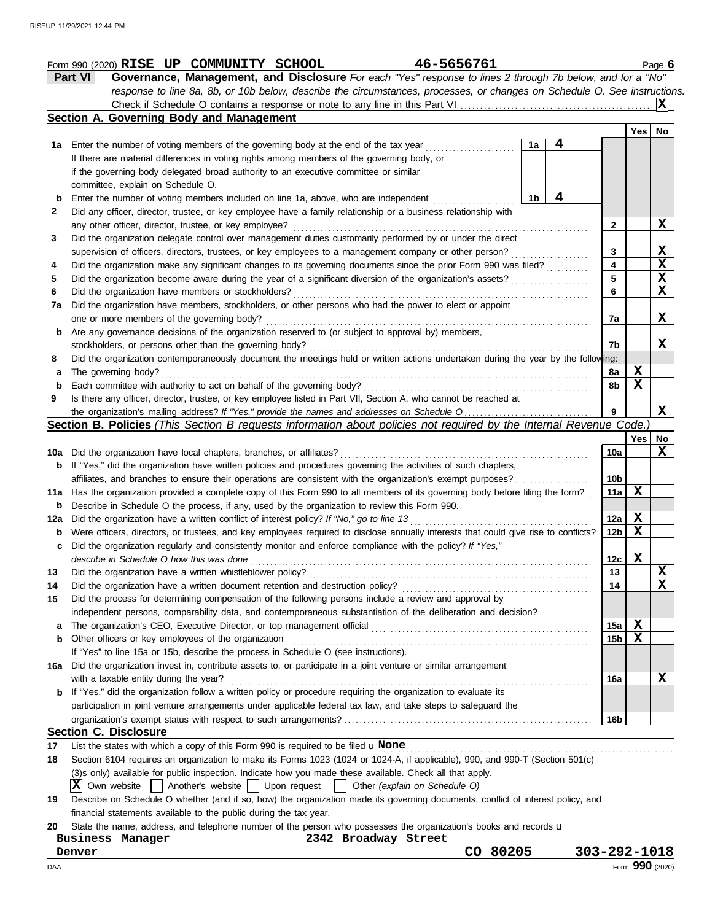Form 990 (2020) **RISE UP COMMUNITY SCHOOL** **46-5656761** Page **6**

## Part VI Governance, Management, and Disclosure

*For each "Yes" response to lines 2 through 7b below, and for a "No" response to line 8a, 8b, or 10b below, describe the circumstances, processes, or changes on Schedule O. See instructions.*

Check if Schedule O contains a response or note to any line in this Part VI . . . . . [X]

### Section A. Governing Body and Management

| | | | | Yes | No |
|---|---|---|---|---|---|
| **1a** | Enter the number of voting members of the governing body at the end of the tax year . . . . . If there are material differences in voting rights among members of the governing body, or if the governing body delegated broad authority to an executive committee or similar committee, explain on Schedule O. | 1a: **4** | | | |
| **b** | Enter the number of voting members included on line 1a, above, who are independent . . . . . | 1b: **4** | | | |
| **2** | Did any officer, director, trustee, or key employee have a family relationship or a business relationship with any other officer, director, trustee, or key employee? | | 2 | | X |
| **3** | Did the organization delegate control over management duties customarily performed by or under the direct supervision of officers, directors, trustees, or key employees to a management company or other person? | | 3 | | X |
| **4** | Did the organization make any significant changes to its governing documents since the prior Form 990 was filed? | | 4 | | X |
| **5** | Did the organization become aware during the year of a significant diversion of the organization's assets? | | 5 | | X |
| **6** | Did the organization have members or stockholders? | | 6 | | X |
| **7a** | Did the organization have members, stockholders, or other persons who had the power to elect or appoint one or more members of the governing body? | | 7a | | X |
| **b** | Are any governance decisions of the organization reserved to (or subject to approval by) members, stockholders, or persons other than the governing body? | | 7b | | X |
| **8** | Did the organization contemporaneously document the meetings held or written actions undertaken during the year by the following: | | | | |
| **a** | The governing body? | | 8a | X | |
| **b** | Each committee with authority to act on behalf of the governing body? | | 8b | X | |
| **9** | Is there any officer, director, trustee, or key employee listed in Part VII, Section A, who cannot be reached at the organization's mailing address? *If "Yes," provide the names and addresses on Schedule O* | | 9 | | X |

### Section B. Policies *(This Section B requests information about policies not required by the Internal Revenue Code.)*

| | | | Yes | No |
|---|---|---|---|---|
| **10a** | Did the organization have local chapters, branches, or affiliates? | 10a | | X |
| **b** | If "Yes," did the organization have written policies and procedures governing the activities of such chapters, affiliates, and branches to ensure their operations are consistent with the organization's exempt purposes? | 10b | | |
| **11a** | Has the organization provided a complete copy of this Form 990 to all members of its governing body before filing the form? | 11a | X | |
| **b** | Describe in Schedule O the process, if any, used by the organization to review this Form 990. | | | |
| **12a** | Did the organization have a written conflict of interest policy? *If "No," go to line 13* | 12a | X | |
| **b** | Were officers, directors, or trustees, and key employees required to disclose annually interests that could give rise to conflicts? | 12b | X | |
| **c** | Did the organization regularly and consistently monitor and enforce compliance with the policy? *If "Yes," describe in Schedule O how this was done* | 12c | X | |
| **13** | Did the organization have a written whistleblower policy? | 13 | | X |
| **14** | Did the organization have a written document retention and destruction policy? | 14 | | X |
| **15** | Did the process for determining compensation of the following persons include a review and approval by independent persons, comparability data, and contemporaneous substantiation of the deliberation and decision? | | | |
| **a** | The organization's CEO, Executive Director, or top management official | 15a | X | |
| **b** | Other officers or key employees of the organization | 15b | X | |
| | If "Yes" to line 15a or 15b, describe the process in Schedule O (see instructions). | | | |
| **16a** | Did the organization invest in, contribute assets to, or participate in a joint venture or similar arrangement with a taxable entity during the year? | 16a | | X |
| **b** | If "Yes," did the organization follow a written policy or procedure requiring the organization to evaluate its participation in joint venture arrangements under applicable federal tax law, and take steps to safeguard the organization's exempt status with respect to such arrangements? | 16b | | |

### Section C. Disclosure

**17** List the states with which a copy of this Form 990 is required to be filed u **None**

**18** Section 6104 requires an organization to make its Forms 1023 (1024 or 1024-A, if applicable), 990, and 990-T (Section 501(c)(3)s only) available for public inspection. Indicate how you made these available. Check all that apply.

[X] Own website [ ] Another's website [ ] Upon request [ ] Other *(explain on Schedule O)*

**19** Describe on Schedule O whether (and if so, how) the organization made its governing documents, conflict of interest policy, and financial statements available to the public during the tax year.

**20** State the name, address, and telephone number of the person who possesses the organization's books and records u

**Business Manager** **2342 Broadway Street**
**Denver** **CO 80205** **303-292-1018**

Form **990** (2020)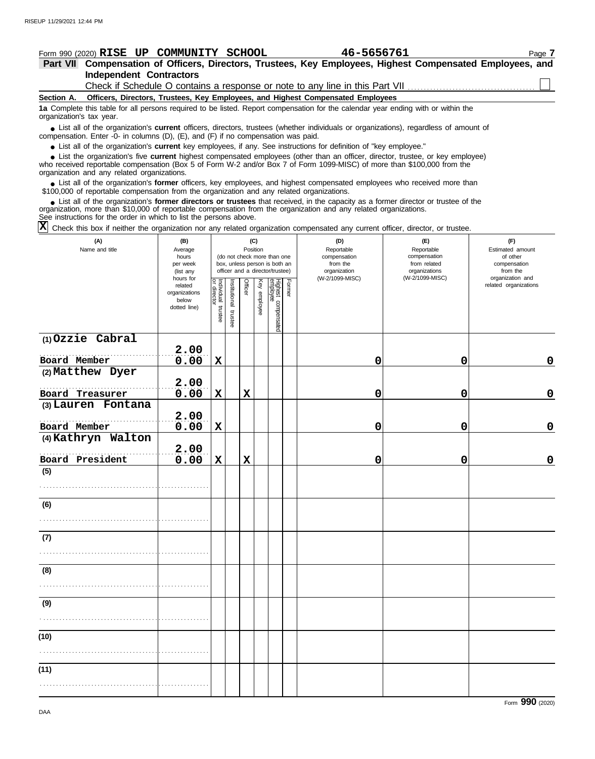Form 990 (2020) **RISE UP COMMUNITY SCHOOL** **46-5656761**

**Part VII Compensation of Officers, Directors, Trustees, Key Employees, Highest Compensated Employees, and Independent Contractors**

Check if Schedule O contains a response or note to any line in this Part VII ☐

**Section A. Officers, Directors, Trustees, Key Employees, and Highest Compensated Employees**

**1a** Complete this table for all persons required to be listed. Report compensation for the calendar year ending with or within the organization's tax year.

- List all of the organization's **current** officers, directors, trustees (whether individuals or organizations), regardless of amount of compensation. Enter -0- in columns (D), (E), and (F) if no compensation was paid.
- List all of the organization's **current** key employees, if any. See instructions for definition of "key employee."
- List the organization's five **current** highest compensated employees (other than an officer, director, trustee, or key employee) who received reportable compensation (Box 5 of Form W-2 and/or Box 7 of Form 1099-MISC) of more than $100,000 from the organization and any related organizations.
- List all of the organization's **former** officers, key employees, and highest compensated employees who received more than $100,000 of reportable compensation from the organization and any related organizations.
- List all of the organization's **former directors or trustees** that received, in the capacity as a former director or trustee of the organization, more than $10,000 of reportable compensation from the organization and any related organizations.

See instructions for the order in which to list the persons above.

☒ Check this box if neither the organization nor any related organization compensated any current officer, director, or trustee.

| (A) Name and title | (B) Average hours per week (list any hours for related organizations below dotted line) | (C) Position: Individual trustee or director | Institutional trustee | Officer | Key employee | Highest compensated employee | Former | (D) Reportable compensation from the organization (W-2/1099-MISC) | (E) Reportable compensation from related organizations (W-2/1099-MISC) | (F) Estimated amount of other compensation from the organization and related organizations |
|---|---|---|---|---|---|---|---|---|---|---|
| (1) Ozzie Cabral<br>Board Member | 2.00<br>0.00 | X | | | | | | 0 | 0 | 0 |
| (2) Matthew Dyer<br>Board Treasurer | 2.00<br>0.00 | X | | X | | | | 0 | 0 | 0 |
| (3) Lauren Fontana<br>Board Member | 2.00<br>0.00 | X | | | | | | 0 | 0 | 0 |
| (4) Kathryn Walton<br>Board President | 2.00<br>0.00 | X | | X | | | | 0 | 0 | 0 |
| (5) | | | | | | | | | | |
| (6) | | | | | | | | | | |
| (7) | | | | | | | | | | |
| (8) | | | | | | | | | | |
| (9) | | | | | | | | | | |
| (10) | | | | | | | | | | |
| (11) | | | | | | | | | | |

Form **990** (2020)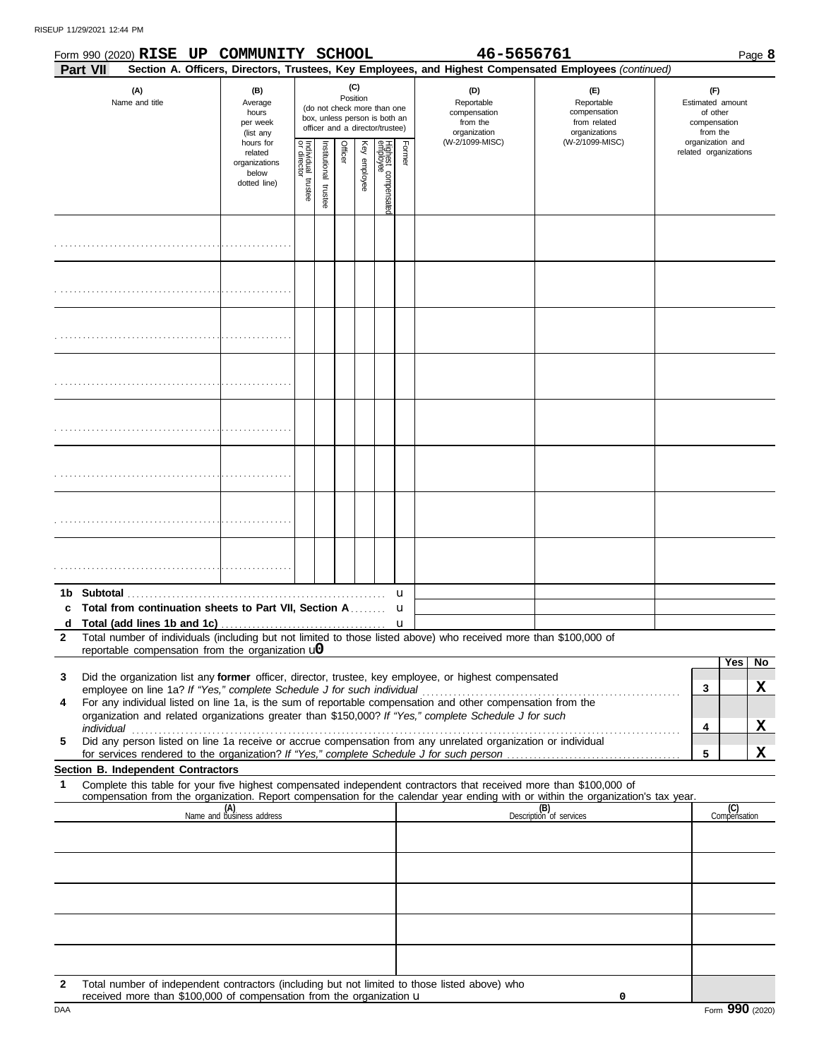Form 990 (2020) **RISE UP COMMUNITY SCHOOL** **46-5656761** Page **8**

**Part VII** **Section A. Officers, Directors, Trustees, Key Employees, and Highest Compensated Employees** *(continued)*

| (A) Name and title | (B) Average hours per week (list any hours for related organizations below dotted line) | (C) Position (do not check more than one box, unless person is both an officer and a director/trustee) | | | | | | (D) Reportable compensation from the organization (W-2/1099-MISC) | (E) Reportable compensation from related organizations (W-2/1099-MISC) | (F) Estimated amount of other compensation from the organization and related organizations |
|---|---|---|---|---|---|---|---|---|---|---|
| | | Individual trustee or director | Institutional trustee | Officer | Key employee | Highest compensated employee | Former | | | |
| | | | | | | | | | | |
| | | | | | | | | | | |
| | | | | | | | | | | |
| | | | | | | | | | | |
| | | | | | | | | | | |
| | | | | | | | | | | |
| | | | | | | | | | | |
| | | | | | | | | | | |
| **1b Subtotal** | | | | | | | | | | |
| **c Total from continuation sheets to Part VII, Section A** | | | | | | | | | | |
| **d Total (add lines 1b and 1c)** | | | | | | | | | | |

**2** Total number of individuals (including but not limited to those listed above) who received more than $100,000 of reportable compensation from the organization u0

| | | | Yes | No |
|---|---|---|---|---|
| **3** | Did the organization list any **former** officer, director, trustee, key employee, or highest compensated employee on line 1a? *If "Yes," complete Schedule J for such individual* | **3** | | **X** |
| **4** | For any individual listed on line 1a, is the sum of reportable compensation and other compensation from the organization and related organizations greater than $150,000? *If "Yes," complete Schedule J for such individual* | **4** | | **X** |
| **5** | Did any person listed on line 1a receive or accrue compensation from any unrelated organization or individual for services rendered to the organization? *If "Yes," complete Schedule J for such person* | **5** | | **X** |

**Section B. Independent Contractors**

**1** Complete this table for your five highest compensated independent contractors that received more than $100,000 of compensation from the organization. Report compensation for the calendar year ending with or within the organization's tax year.

| (A) Name and business address | (B) Description of services | (C) Compensation |
|---|---|---|
| | | |
| | | |
| | | |
| | | |
| | | |

**2** Total number of independent contractors (including but not limited to those listed above) who received more than $100,000 of compensation from the organization u 0

DAA Form **990** (2020)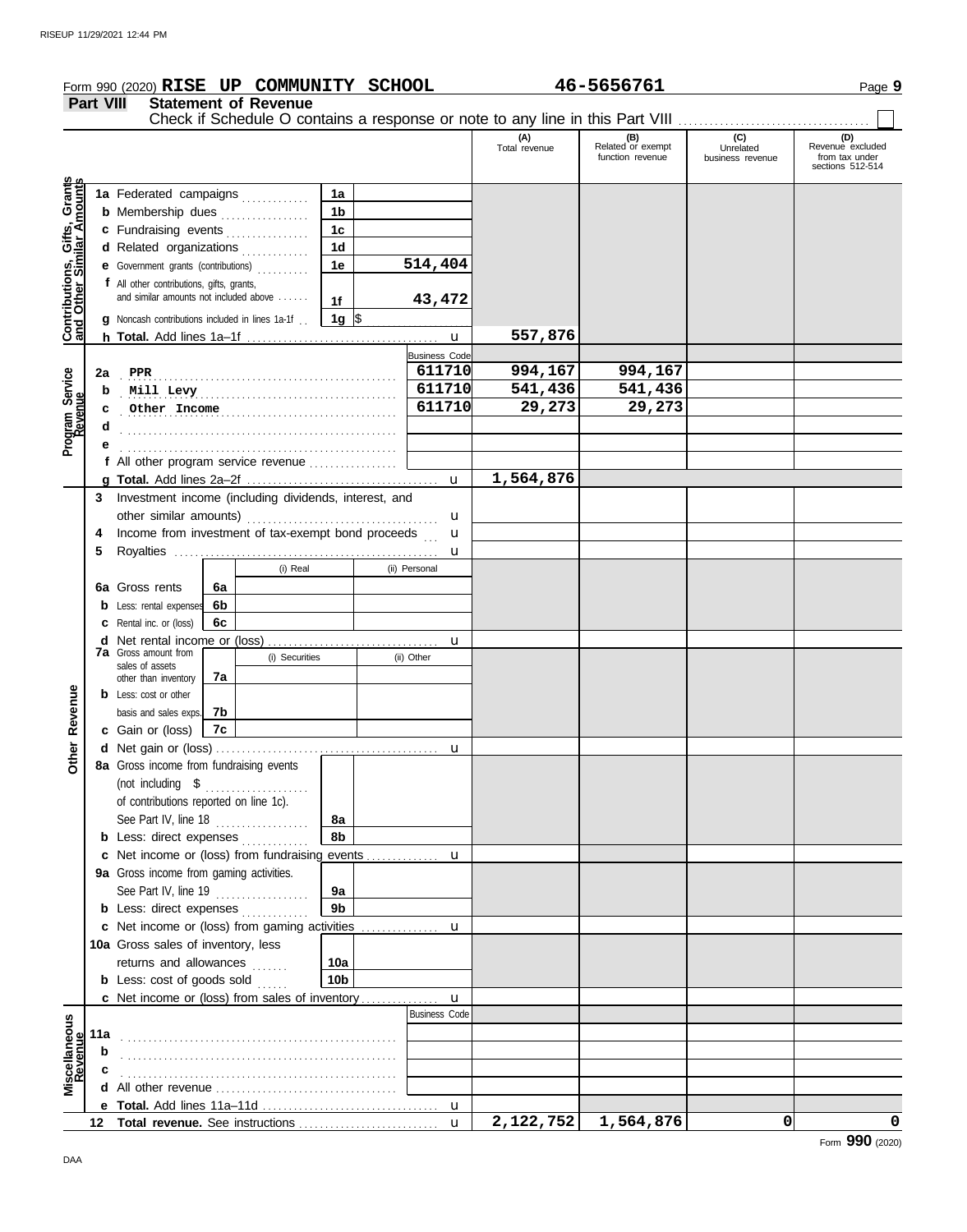Form 990 (2020) **RISE UP COMMUNITY SCHOOL** **46-5656761** Page **9**

**Part VIII** **Statement of Revenue**

Check if Schedule O contains a response or note to any line in this Part VIII

| | | | | (A) Total revenue | (B) Related or exempt function revenue | (C) Unrelated business revenue | (D) Revenue excluded from tax under sections 512-514 |
|---|---|---|---|---|---|---|---|
| **Contributions, Gifts, Grants and Other Similar Amounts** | 1a Federated campaigns | 1a | | | | | |
| | b Membership dues | 1b | | | | | |
| | c Fundraising events | 1c | | | | | |
| | d Related organizations | 1d | | | | | |
| | e Government grants (contributions) | 1e | 514,404 | | | | |
| | f All other contributions, gifts, grants, and similar amounts not included above | 1f | 43,472 | | | | |
| | g Noncash contributions included in lines 1a-1f | 1g | $ | | | | |
| | h **Total.** Add lines 1a–1f | | u | 557,876 | | | |
| **Program Service Revenue** | | | Business Code | | | | |
| | 2a PPR | | 611710 | 994,167 | 994,167 | | |
| | b Mill Levy | | 611710 | 541,436 | 541,436 | | |
| | c Other Income | | 611710 | 29,273 | 29,273 | | |
| | d | | | | | | |
| | e | | | | | | |
| | f All other program service revenue | | | | | | |
| | g **Total.** Add lines 2a–2f | | u | 1,564,876 | | | |
| **Other Revenue** | 3 Investment income (including dividends, interest, and other similar amounts) | | u | | | | |
| | 4 Income from investment of tax-exempt bond proceeds | | u | | | | |
| | 5 Royalties | | u | | | | |
| | | (i) Real | (ii) Personal | | | | |
| | 6a Gross rents | 6a | | | | | |
| | b Less: rental expenses | 6b | | | | | |
| | c Rental inc. or (loss) | 6c | | | | | |
| | d Net rental income or (loss) | | u | | | | |
| | | (i) Securities | (ii) Other | | | | |
| | 7a Gross amount from sales of assets other than inventory | 7a | | | | | |
| | b Less: cost or other basis and sales exps. | 7b | | | | | |
| | c Gain or (loss) | 7c | | | | | |
| | d Net gain or (loss) | | u | | | | |
| | 8a Gross income from fundraising events (not including $ of contributions reported on line 1c). See Part IV, line 18 | 8a | | | | | |
| | b Less: direct expenses | 8b | | | | | |
| | c Net income or (loss) from fundraising events | | u | | | | |
| | 9a Gross income from gaming activities. See Part IV, line 19 | 9a | | | | | |
| | b Less: direct expenses | 9b | | | | | |
| | c Net income or (loss) from gaming activities | | u | | | | |
| | 10a Gross sales of inventory, less returns and allowances | 10a | | | | | |
| | b Less: cost of goods sold | 10b | | | | | |
| | c Net income or (loss) from sales of inventory | | u | | | | |
| **Miscellaneous Revenue** | | | Business Code | | | | |
| | 11a | | | | | | |
| | b | | | | | | |
| | c | | | | | | |
| | d All other revenue | | | | | | |
| | e **Total.** Add lines 11a–11d | | u | | | | |
| | 12 **Total revenue.** See instructions | | u | 2,122,752 | 1,564,876 | 0 | 0 |

Form **990** (2020)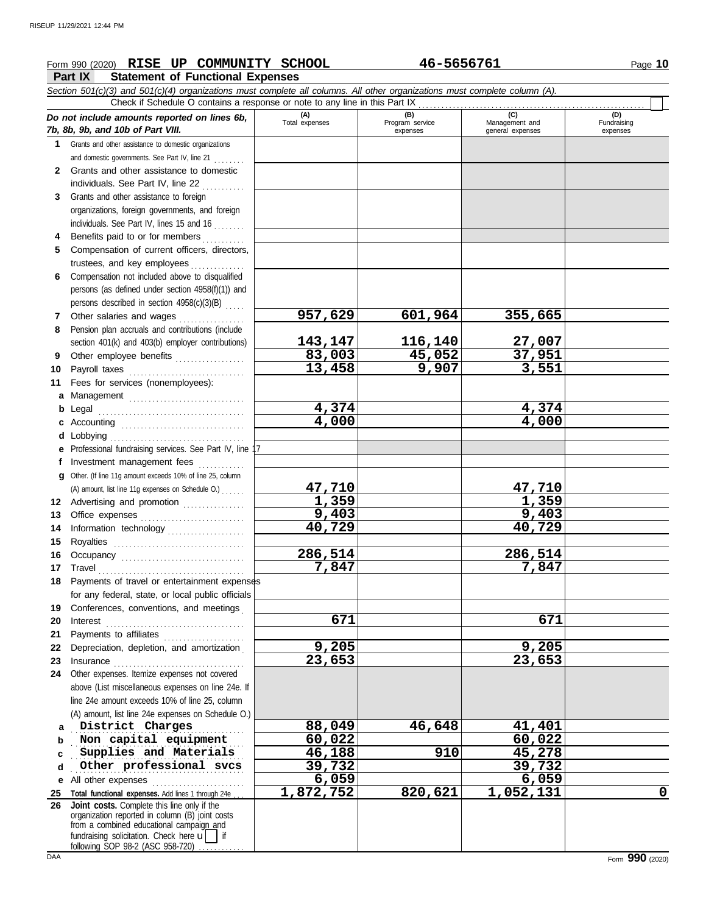Form 990 (2020) **RISE UP COMMUNITY SCHOOL** **46-5656761**

## Part IX Statement of Functional Expenses

*Section 501(c)(3) and 501(c)(4) organizations must complete all columns. All other organizations must complete column (A).*

Check if Schedule O contains a response or note to any line in this Part IX

| *Do not include amounts reported on lines 6b, 7b, 8b, 9b, and 10b of Part VIII.* | (A) Total expenses | (B) Program service expenses | (C) Management and general expenses | (D) Fundraising expenses |
|---|---|---|---|---|
| **1** Grants and other assistance to domestic organizations and domestic governments. See Part IV, line 21 | | | | |
| **2** Grants and other assistance to domestic individuals. See Part IV, line 22 | | | | |
| **3** Grants and other assistance to foreign organizations, foreign governments, and foreign individuals. See Part IV, lines 15 and 16 | | | | |
| **4** Benefits paid to or for members | | | | |
| **5** Compensation of current officers, directors, trustees, and key employees | | | | |
| **6** Compensation not included above to disqualified persons (as defined under section 4958(f)(1)) and persons described in section 4958(c)(3)(B) | | | | |
| **7** Other salaries and wages | 957,629 | 601,964 | 355,665 | |
| **8** Pension plan accruals and contributions (include section 401(k) and 403(b) employer contributions) | 143,147 | 116,140 | 27,007 | |
| **9** Other employee benefits | 83,003 | 45,052 | 37,951 | |
| **10** Payroll taxes | 13,458 | 9,907 | 3,551 | |
| **11** Fees for services (nonemployees): | | | | |
| **a** Management | | | | |
| **b** Legal | 4,374 | | 4,374 | |
| **c** Accounting | 4,000 | | 4,000 | |
| **d** Lobbying | | | | |
| **e** Professional fundraising services. See Part IV, line 17 | | | | |
| **f** Investment management fees | | | | |
| **g** Other. (If line 11g amount exceeds 10% of line 25, column (A) amount, list line 11g expenses on Schedule O.) | 47,710 | | 47,710 | |
| **12** Advertising and promotion | 1,359 | | 1,359 | |
| **13** Office expenses | 9,403 | | 9,403 | |
| **14** Information technology | 40,729 | | 40,729 | |
| **15** Royalties | | | | |
| **16** Occupancy | 286,514 | | 286,514 | |
| **17** Travel | 7,847 | | 7,847 | |
| **18** Payments of travel or entertainment expenses for any federal, state, or local public officials | | | | |
| **19** Conferences, conventions, and meetings | | | | |
| **20** Interest | 671 | | 671 | |
| **21** Payments to affiliates | | | | |
| **22** Depreciation, depletion, and amortization | 9,205 | | 9,205 | |
| **23** Insurance | 23,653 | | 23,653 | |
| **24** Other expenses. Itemize expenses not covered above (List miscellaneous expenses on line 24e. If line 24e amount exceeds 10% of line 25, column (A) amount, list line 24e expenses on Schedule O.) | | | | |
| **a** District Charges | 88,049 | 46,648 | 41,401 | |
| **b** Non capital equipment | 60,022 | | 60,022 | |
| **c** Supplies and Materials | 46,188 | 910 | 45,278 | |
| **d** Other professional svcs | 39,732 | | 39,732 | |
| **e** All other expenses | 6,059 | | 6,059 | |
| **25** **Total functional expenses.** Add lines 1 through 24e | 1,872,752 | 820,621 | 1,052,131 | 0 |
| **26** **Joint costs.** Complete this line only if the organization reported in column (B) joint costs from a combined educational campaign and fundraising solicitation. Check here if following SOP 98-2 (ASC 958-720) | | | | |

Form **990** (2020)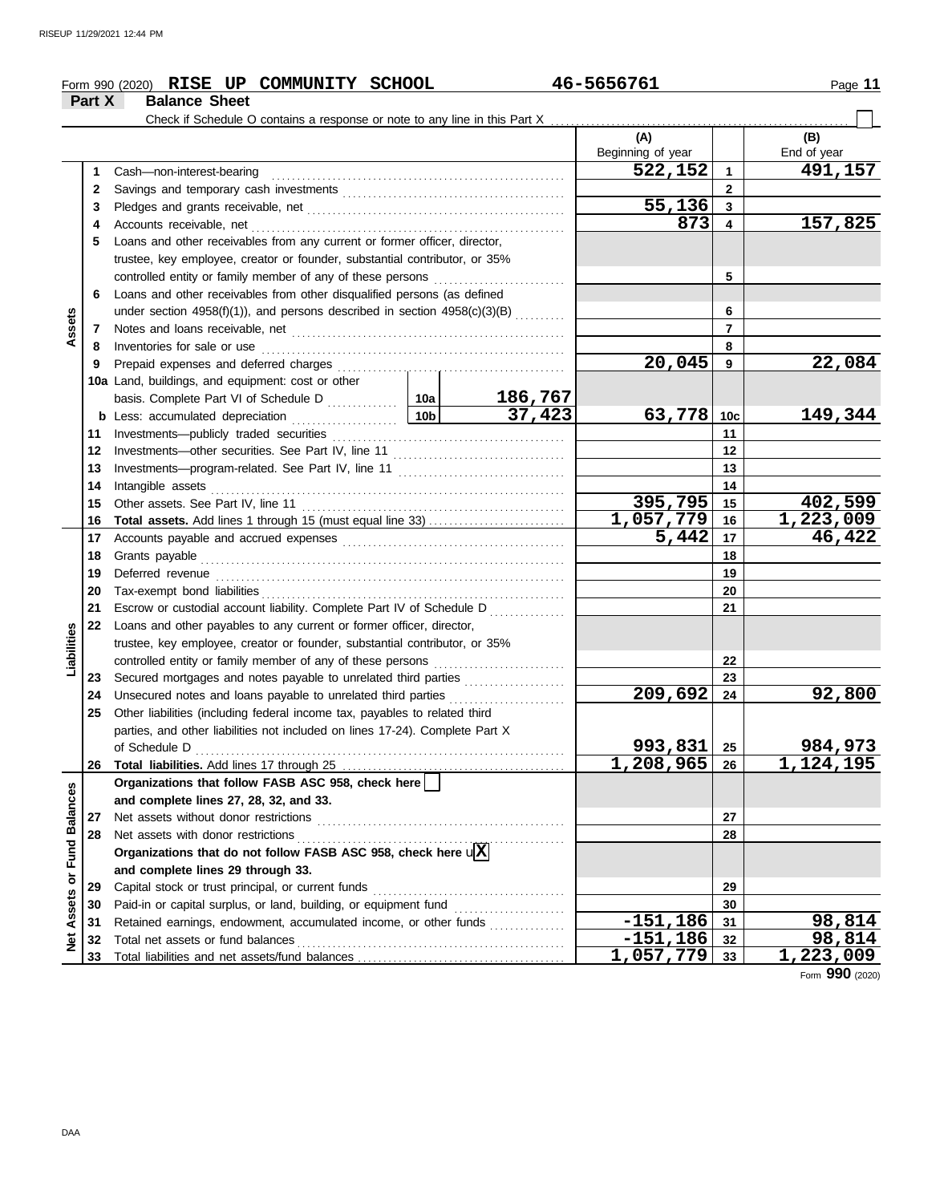RISEUP 11/29/2021 12:44 PM

Form 990 (2020) **RISE UP COMMUNITY SCHOOL** **46-5656761** Page **11**

**Part X Balance Sheet**

Check if Schedule O contains a response or note to any line in this Part X ☐

| | | | | (A) Beginning of year | | (B) End of year |
|---|---|---|---|---|---|---|
| **Assets** | 1 | Cash—non-interest-bearing | | 522,152 | 1 | 491,157 |
| | 2 | Savings and temporary cash investments | | | 2 | |
| | 3 | Pledges and grants receivable, net | | 55,136 | 3 | |
| | 4 | Accounts receivable, net | | 873 | 4 | 157,825 |
| | 5 | Loans and other receivables from any current or former officer, director, trustee, key employee, creator or founder, substantial contributor, or 35% controlled entity or family member of any of these persons | | | 5 | |
| | 6 | Loans and other receivables from other disqualified persons (as defined under section 4958(f)(1)), and persons described in section 4958(c)(3)(B) | | | 6 | |
| | 7 | Notes and loans receivable, net | | | 7 | |
| | 8 | Inventories for sale or use | | | 8 | |
| | 9 | Prepaid expenses and deferred charges | | 20,045 | 9 | 22,084 |
| | 10a | Land, buildings, and equipment: cost or other basis. Complete Part VI of Schedule D | 10a 186,767 | | | |
| | b | Less: accumulated depreciation | 10b 37,423 | 63,778 | 10c | 149,344 |
| | 11 | Investments—publicly traded securities | | | 11 | |
| | 12 | Investments—other securities. See Part IV, line 11 | | | 12 | |
| | 13 | Investments—program-related. See Part IV, line 11 | | | 13 | |
| | 14 | Intangible assets | | | 14 | |
| | 15 | Other assets. See Part IV, line 11 | | 395,795 | 15 | 402,599 |
| | 16 | **Total assets.** Add lines 1 through 15 (must equal line 33) | | 1,057,779 | 16 | 1,223,009 |
| **Liabilities** | 17 | Accounts payable and accrued expenses | | 5,442 | 17 | 46,422 |
| | 18 | Grants payable | | | 18 | |
| | 19 | Deferred revenue | | | 19 | |
| | 20 | Tax-exempt bond liabilities | | | 20 | |
| | 21 | Escrow or custodial account liability. Complete Part IV of Schedule D | | | 21 | |
| | 22 | Loans and other payables to any current or former officer, director, trustee, key employee, creator or founder, substantial contributor, or 35% controlled entity or family member of any of these persons | | | 22 | |
| | 23 | Secured mortgages and notes payable to unrelated third parties | | | 23 | |
| | 24 | Unsecured notes and loans payable to unrelated third parties | | 209,692 | 24 | 92,800 |
| | 25 | Other liabilities (including federal income tax, payables to related third parties, and other liabilities not included on lines 17-24). Complete Part X of Schedule D | | 993,831 | 25 | 984,973 |
| | 26 | **Total liabilities.** Add lines 17 through 25 | | 1,208,965 | 26 | 1,124,195 |
| **Net Assets or Fund Balances** | | **Organizations that follow FASB ASC 958, check here** ☐ **and complete lines 27, 28, 32, and 33.** | | | | |
| | 27 | Net assets without donor restrictions | | | 27 | |
| | 28 | Net assets with donor restrictions | | | 28 | |
| | | **Organizations that do not follow FASB ASC 958, check here** ☒ **and complete lines 29 through 33.** | | | | |
| | 29 | Capital stock or trust principal, or current funds | | | 29 | |
| | 30 | Paid-in or capital surplus, or land, building, or equipment fund | | | 30 | |
| | 31 | Retained earnings, endowment, accumulated income, or other funds | | -151,186 | 31 | 98,814 |
| | 32 | Total net assets or fund balances | | -151,186 | 32 | 98,814 |
| | 33 | Total liabilities and net assets/fund balances | | 1,057,779 | 33 | 1,223,009 |

Form **990** (2020)

DAA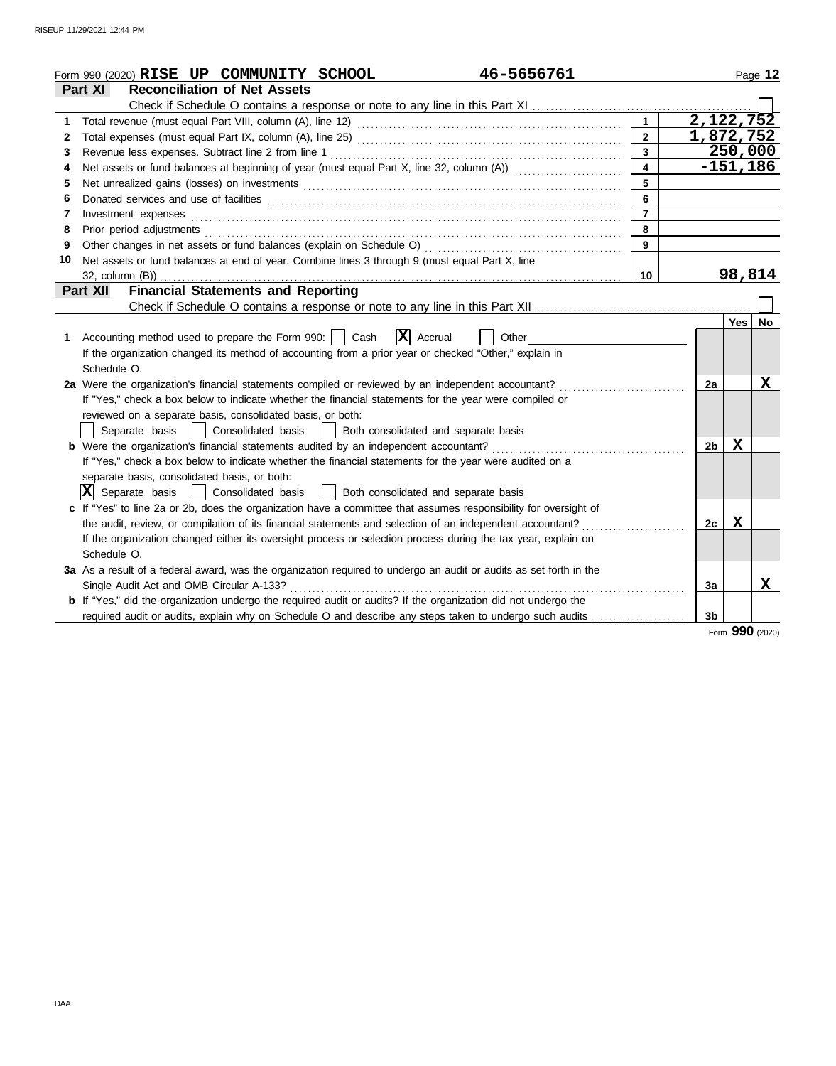Form 990 (2020) **RISE UP COMMUNITY SCHOOL** 46-5656761 Page **12**

## Part XI Reconciliation of Net Assets

Check if Schedule O contains a response or note to any line in this Part XI . . . . . . . . . . . . . . . . . . . . . . . . . . . . . . . . . [ ]

| | | | |
|---|---|---|---|
| 1 | Total revenue (must equal Part VIII, column (A), line 12) | 1 | 2,122,752 |
| 2 | Total expenses (must equal Part IX, column (A), line 25) | 2 | 1,872,752 |
| 3 | Revenue less expenses. Subtract line 2 from line 1 | 3 | 250,000 |
| 4 | Net assets or fund balances at beginning of year (must equal Part X, line 32, column (A)) | 4 | -151,186 |
| 5 | Net unrealized gains (losses) on investments | 5 | |
| 6 | Donated services and use of facilities | 6 | |
| 7 | Investment expenses | 7 | |
| 8 | Prior period adjustments | 8 | |
| 9 | Other changes in net assets or fund balances (explain on Schedule O) | 9 | |
| 10 | Net assets or fund balances at end of year. Combine lines 3 through 9 (must equal Part X, line 32, column (B)) | 10 | 98,814 |

## Part XII Financial Statements and Reporting

Check if Schedule O contains a response or note to any line in this Part XII . . . . . . . . . . . . . . . . . . . . . . . . . . . . . . . . . [ ]

| | | | Yes | No |
|---|---|---|---|---|
| 1 | Accounting method used to prepare the Form 990: [ ] Cash [X] Accrual [ ] Other<br>If the organization changed its method of accounting from a prior year or checked "Other," explain in Schedule O. | | | |
| 2a | Were the organization's financial statements compiled or reviewed by an independent accountant? | 2a | | X |
| | If "Yes," check a box below to indicate whether the financial statements for the year were compiled or reviewed on a separate basis, consolidated basis, or both:<br>[ ] Separate basis [ ] Consolidated basis [ ] Both consolidated and separate basis | | | |
| b | Were the organization's financial statements audited by an independent accountant? | 2b | X | |
| | If "Yes," check a box below to indicate whether the financial statements for the year were audited on a separate basis, consolidated basis, or both:<br>[X] Separate basis [ ] Consolidated basis [ ] Both consolidated and separate basis | | | |
| c | If "Yes" to line 2a or 2b, does the organization have a committee that assumes responsibility for oversight of the audit, review, or compilation of its financial statements and selection of an independent accountant? | 2c | X | |
| | If the organization changed either its oversight process or selection process during the tax year, explain on Schedule O. | | | |
| 3a | As a result of a federal award, was the organization required to undergo an audit or audits as set forth in the Single Audit Act and OMB Circular A-133? | 3a | | X |
| b | If "Yes," did the organization undergo the required audit or audits? If the organization did not undergo the required audit or audits, explain why on Schedule O and describe any steps taken to undergo such audits | 3b | | |

Form **990** (2020)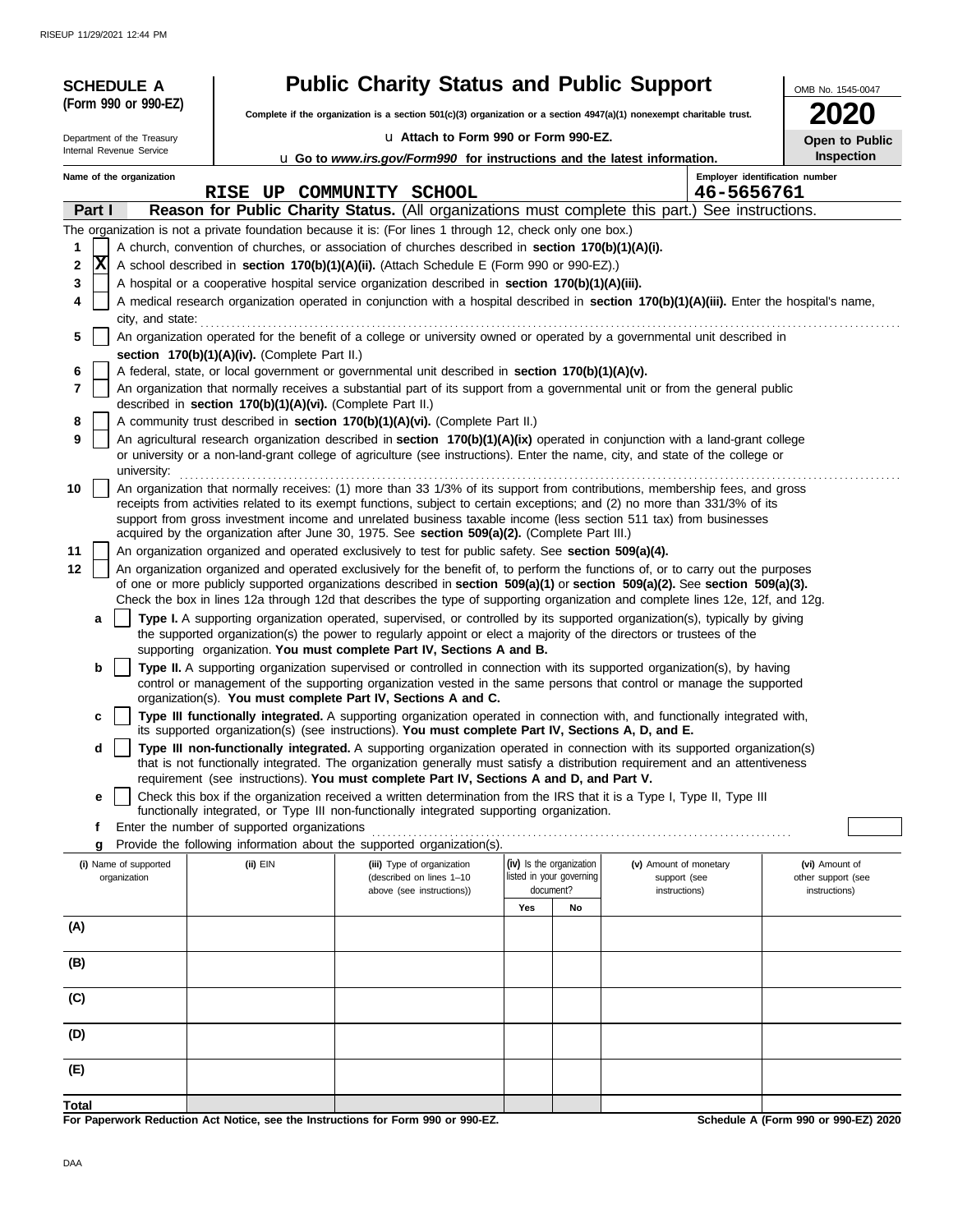**SCHEDULE A (Form 990 or 990-EZ)**

Department of the Treasury
Internal Revenue Service

# Public Charity Status and Public Support

**Complete if the organization is a section 501(c)(3) organization or a section 4947(a)(1) nonexempt charitable trust.**

u **Attach to Form 990 or Form 990-EZ.**

u **Go to *www.irs.gov/Form990* for instructions and the latest information.**

OMB No. 1545-0047

**2020**

**Open to Public Inspection**

Name of the organization: RISE UP COMMUNITY SCHOOL

Employer identification number: 46-5656761

## Part I — Reason for Public Charity Status. (All organizations must complete this part.) See instructions.

The organization is not a private foundation because it is: (For lines 1 through 12, check only one box.)

1. [ ] A church, convention of churches, or association of churches described in **section 170(b)(1)(A)(i).**
2. [X] A school described in **section 170(b)(1)(A)(ii).** (Attach Schedule E (Form 990 or 990-EZ).)
3. [ ] A hospital or a cooperative hospital service organization described in **section 170(b)(1)(A)(iii).**
4. [ ] A medical research organization operated in conjunction with a hospital described in **section 170(b)(1)(A)(iii).** Enter the hospital's name, city, and state:
5. [ ] An organization operated for the benefit of a college or university owned or operated by a governmental unit described in **section 170(b)(1)(A)(iv).** (Complete Part II.)
6. [ ] A federal, state, or local government or governmental unit described in **section 170(b)(1)(A)(v).**
7. [ ] An organization that normally receives a substantial part of its support from a governmental unit or from the general public described in **section 170(b)(1)(A)(vi).** (Complete Part II.)
8. [ ] A community trust described in **section 170(b)(1)(A)(vi).** (Complete Part II.)
9. [ ] An agricultural research organization described in **section 170(b)(1)(A)(ix)** operated in conjunction with a land-grant college or university or a non-land-grant college of agriculture (see instructions). Enter the name, city, and state of the college or university:
10. [ ] An organization that normally receives: (1) more than 33 1/3% of its support from contributions, membership fees, and gross receipts from activities related to its exempt functions, subject to certain exceptions; and (2) no more than 331/3% of its support from gross investment income and unrelated business taxable income (less section 511 tax) from businesses acquired by the organization after June 30, 1975. See **section 509(a)(2).** (Complete Part III.)
11. [ ] An organization organized and operated exclusively to test for public safety. See **section 509(a)(4).**
12. [ ] An organization organized and operated exclusively for the benefit of, to perform the functions of, or to carry out the purposes of one or more publicly supported organizations described in **section 509(a)(1)** or **section 509(a)(2).** See **section 509(a)(3).** Check the box in lines 12a through 12d that describes the type of supporting organization and complete lines 12e, 12f, and 12g.
   - **a** [ ] **Type I.** A supporting organization operated, supervised, or controlled by its supported organization(s), typically by giving the supported organization(s) the power to regularly appoint or elect a majority of the directors or trustees of the supporting organization. **You must complete Part IV, Sections A and B.**
   - **b** [ ] **Type II.** A supporting organization supervised or controlled in connection with its supported organization(s), by having control or management of the supporting organization vested in the same persons that control or manage the supported organization(s). **You must complete Part IV, Sections A and C.**
   - **c** [ ] **Type III functionally integrated.** A supporting organization operated in connection with, and functionally integrated with, its supported organization(s) (see instructions). **You must complete Part IV, Sections A, D, and E.**
   - **d** [ ] **Type III non-functionally integrated.** A supporting organization operated in connection with its supported organization(s) that is not functionally integrated. The organization generally must satisfy a distribution requirement and an attentiveness requirement (see instructions). **You must complete Part IV, Sections A and D, and Part V.**
   - **e** [ ] Check this box if the organization received a written determination from the IRS that it is a Type I, Type II, Type III functionally integrated, or Type III non-functionally integrated supporting organization.
   - **f** Enter the number of supported organizations
   - **g** Provide the following information about the supported organization(s).

| (i) Name of supported organization | (ii) EIN | (iii) Type of organization (described on lines 1–10 above (see instructions)) | (iv) Is the organization listed in your governing document? Yes | No | (v) Amount of monetary support (see instructions) | (vi) Amount of other support (see instructions) |
|---|---|---|---|---|---|---|
| (A) | | | | | | |
| (B) | | | | | | |
| (C) | | | | | | |
| (D) | | | | | | |
| (E) | | | | | | |
| **Total** | | | | | | |

**For Paperwork Reduction Act Notice, see the Instructions for Form 990 or 990-EZ.**

**Schedule A (Form 990 or 990-EZ) 2020**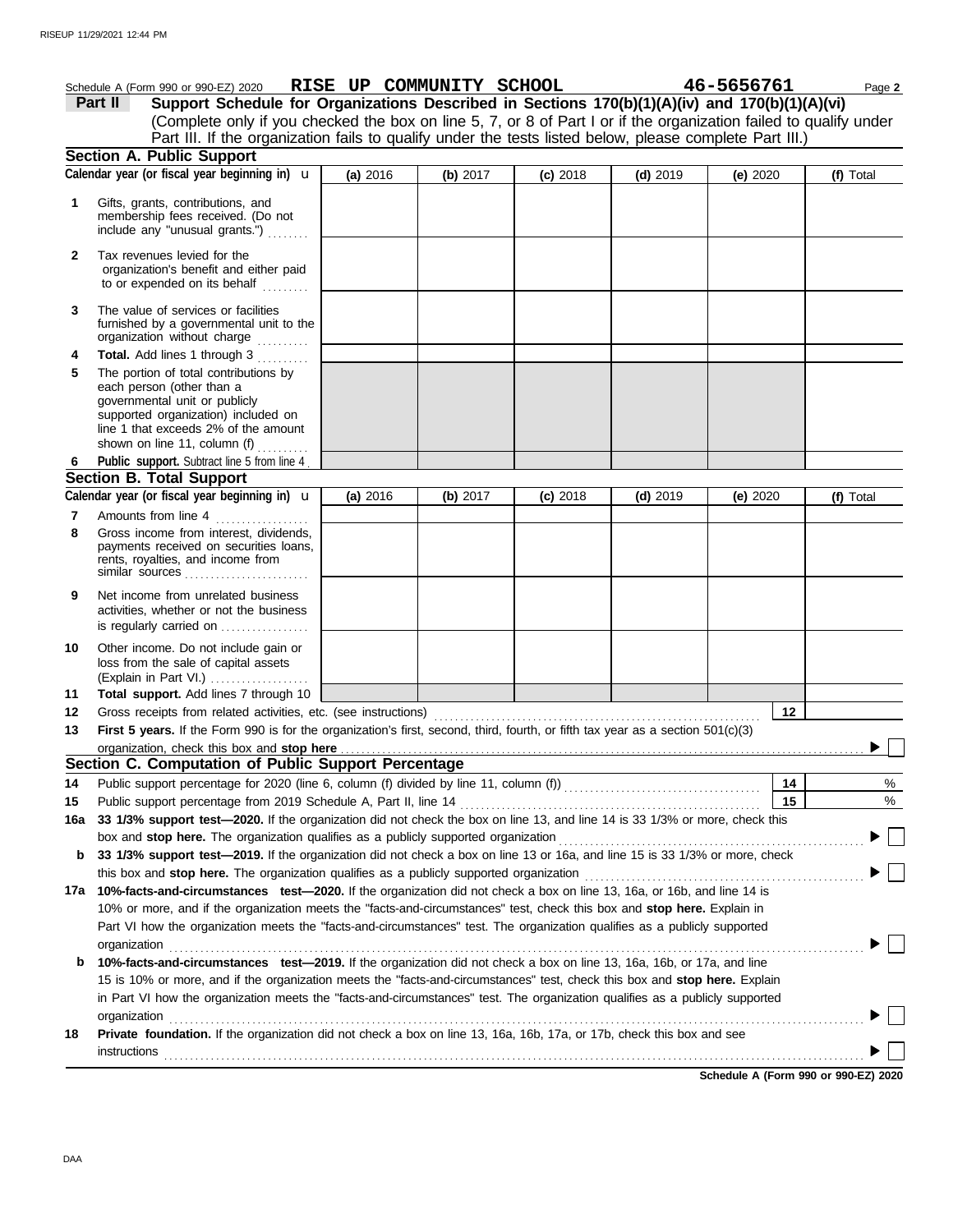Schedule A (Form 990 or 990-EZ) 2020 **RISE UP COMMUNITY SCHOOL** **46-5656761** Page **2**

## Part II Support Schedule for Organizations Described in Sections 170(b)(1)(A)(iv) and 170(b)(1)(A)(vi)

(Complete only if you checked the box on line 5, 7, or 8 of Part I or if the organization failed to qualify under Part III. If the organization fails to qualify under the tests listed below, please complete Part III.)

### Section A. Public Support

| Calendar year (or fiscal year beginning in) ▶ | (a) 2016 | (b) 2017 | (c) 2018 | (d) 2019 | (e) 2020 | (f) Total |
|---|---|---|---|---|---|---|
| **1** Gifts, grants, contributions, and membership fees received. (Do not include any "unusual grants.") | | | | | | |
| **2** Tax revenues levied for the organization's benefit and either paid to or expended on its behalf | | | | | | |
| **3** The value of services or facilities furnished by a governmental unit to the organization without charge | | | | | | |
| **4** **Total.** Add lines 1 through 3 | | | | | | |
| **5** The portion of total contributions by each person (other than a governmental unit or publicly supported organization) included on line 1 that exceeds 2% of the amount shown on line 11, column (f) | | | | | | |
| **6** **Public support.** Subtract line 5 from line 4 | | | | | | |

### Section B. Total Support

| Calendar year (or fiscal year beginning in) ▶ | (a) 2016 | (b) 2017 | (c) 2018 | (d) 2019 | (e) 2020 | (f) Total |
|---|---|---|---|---|---|---|
| **7** Amounts from line 4 | | | | | | |
| **8** Gross income from interest, dividends, payments received on securities loans, rents, royalties, and income from similar sources | | | | | | |
| **9** Net income from unrelated business activities, whether or not the business is regularly carried on | | | | | | |
| **10** Other income. Do not include gain or loss from the sale of capital assets (Explain in Part VI.) | | | | | | |
| **11** **Total support.** Add lines 7 through 10 | | | | | | |

**12** Gross receipts from related activities, etc. (see instructions) | **12** |

**13** **First 5 years.** If the Form 990 is for the organization's first, second, third, fourth, or fifth tax year as a section 501(c)(3) organization, check this box and **stop here** ▶ ☐

### Section C. Computation of Public Support Percentage

**14** Public support percentage for 2020 (line 6, column (f) divided by line 11, column (f)) | **14** | %

**15** Public support percentage from 2019 Schedule A, Part II, line 14 | **15** | %

**16a** **33 1/3% support test—2020.** If the organization did not check the box on line 13, and line 14 is 33 1/3% or more, check this box and **stop here.** The organization qualifies as a publicly supported organization ▶ ☐

**b** **33 1/3% support test—2019.** If the organization did not check a box on line 13 or 16a, and line 15 is 33 1/3% or more, check this box and **stop here.** The organization qualifies as a publicly supported organization ▶ ☐

**17a** **10%-facts-and-circumstances test—2020.** If the organization did not check a box on line 13, 16a, or 16b, and line 14 is 10% or more, and if the organization meets the "facts-and-circumstances" test, check this box and **stop here.** Explain in Part VI how the organization meets the "facts-and-circumstances" test. The organization qualifies as a publicly supported organization ▶ ☐

**b** **10%-facts-and-circumstances test—2019.** If the organization did not check a box on line 13, 16a, 16b, or 17a, and line 15 is 10% or more, and if the organization meets the "facts-and-circumstances" test, check this box and **stop here.** Explain in Part VI how the organization meets the "facts-and-circumstances" test. The organization qualifies as a publicly supported organization ▶ ☐

**18** **Private foundation.** If the organization did not check a box on line 13, 16a, 16b, 17a, or 17b, check this box and see instructions ▶ ☐

**Schedule A (Form 990 or 990-EZ) 2020**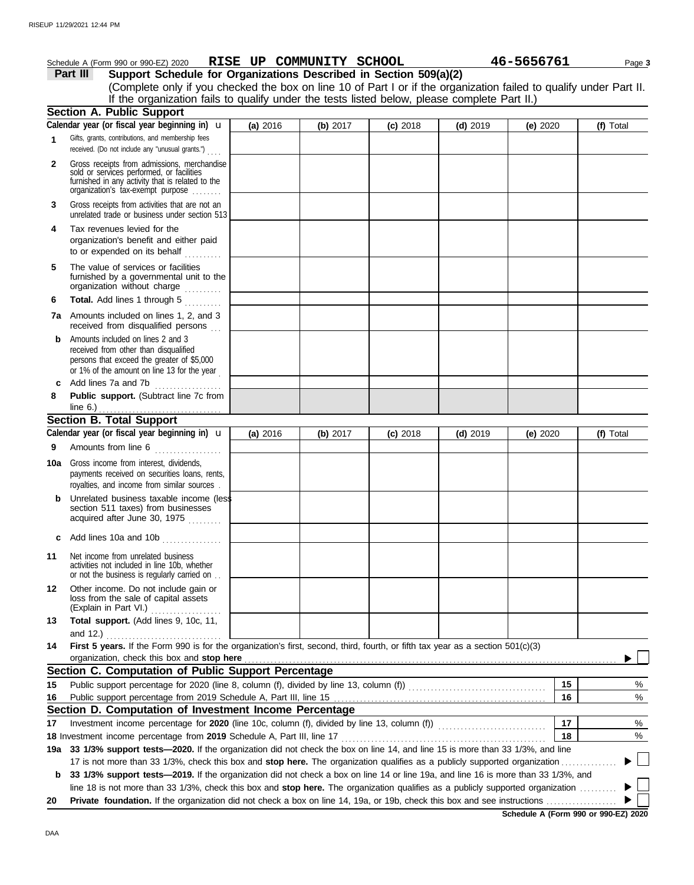Schedule A (Form 990 or 990-EZ) 2020 **RISE UP COMMUNITY SCHOOL** **46-5656761** Page **3**

## Part III Support Schedule for Organizations Described in Section 509(a)(2)

(Complete only if you checked the box on line 10 of Part I or if the organization failed to qualify under Part II. If the organization fails to qualify under the tests listed below, please complete Part II.)

### Section A. Public Support

| Calendar year (or fiscal year beginning in) u | (a) 2016 | (b) 2017 | (c) 2018 | (d) 2019 | (e) 2020 | (f) Total |
|---|---|---|---|---|---|---|
| **1** Gifts, grants, contributions, and membership fees received. (Do not include any "unusual grants.") | | | | | | |
| **2** Gross receipts from admissions, merchandise sold or services performed, or facilities furnished in any activity that is related to the organization's tax-exempt purpose | | | | | | |
| **3** Gross receipts from activities that are not an unrelated trade or business under section 513 | | | | | | |
| **4** Tax revenues levied for the organization's benefit and either paid to or expended on its behalf | | | | | | |
| **5** The value of services or facilities furnished by a governmental unit to the organization without charge | | | | | | |
| **6** **Total.** Add lines 1 through 5 | | | | | | |
| **7a** Amounts included on lines 1, 2, and 3 received from disqualified persons | | | | | | |
| **b** Amounts included on lines 2 and 3 received from other than disqualified persons that exceed the greater of $5,000 or 1% of the amount on line 13 for the year | | | | | | |
| **c** Add lines 7a and 7b | | | | | | |
| **8** **Public support.** (Subtract line 7c from line 6.) | | | | | | |

### Section B. Total Support

| Calendar year (or fiscal year beginning in) u | (a) 2016 | (b) 2017 | (c) 2018 | (d) 2019 | (e) 2020 | (f) Total |
|---|---|---|---|---|---|---|
| **9** Amounts from line 6 | | | | | | |
| **10a** Gross income from interest, dividends, payments received on securities loans, rents, royalties, and income from similar sources | | | | | | |
| **b** Unrelated business taxable income (less section 511 taxes) from businesses acquired after June 30, 1975 | | | | | | |
| **c** Add lines 10a and 10b | | | | | | |
| **11** Net income from unrelated business activities not included in line 10b, whether or not the business is regularly carried on | | | | | | |
| **12** Other income. Do not include gain or loss from the sale of capital assets (Explain in Part VI.) | | | | | | |
| **13** **Total support.** (Add lines 9, 10c, 11, and 12.) | | | | | | |

**14** **First 5 years.** If the Form 990 is for the organization's first, second, third, fourth, or fifth tax year as a section 501(c)(3) organization, check this box and **stop here** ▶ ☐

### Section C. Computation of Public Support Percentage

| | | | |
|---|---|---|---|
| **15** | Public support percentage for 2020 (line 8, column (f), divided by line 13, column (f)) | **15** | % |
| **16** | Public support percentage from 2019 Schedule A, Part III, line 15 | **16** | % |

### Section D. Computation of Investment Income Percentage

| | | | |
|---|---|---|---|
| **17** | Investment income percentage for **2020** (line 10c, column (f), divided by line 13, column (f)) | **17** | % |
| **18** | Investment income percentage from **2019** Schedule A, Part III, line 17 | **18** | % |

**19a** **33 1/3% support tests—2020.** If the organization did not check the box on line 14, and line 15 is more than 33 1/3%, and line 17 is not more than 33 1/3%, check this box and **stop here.** The organization qualifies as a publicly supported organization ▶ ☐

**b** **33 1/3% support tests—2019.** If the organization did not check a box on line 14 or line 19a, and line 16 is more than 33 1/3%, and line 18 is not more than 33 1/3%, check this box and **stop here.** The organization qualifies as a publicly supported organization ▶ ☐

**20** **Private foundation.** If the organization did not check a box on line 14, 19a, or 19b, check this box and see instructions ▶ ☐

**Schedule A (Form 990 or 990-EZ) 2020**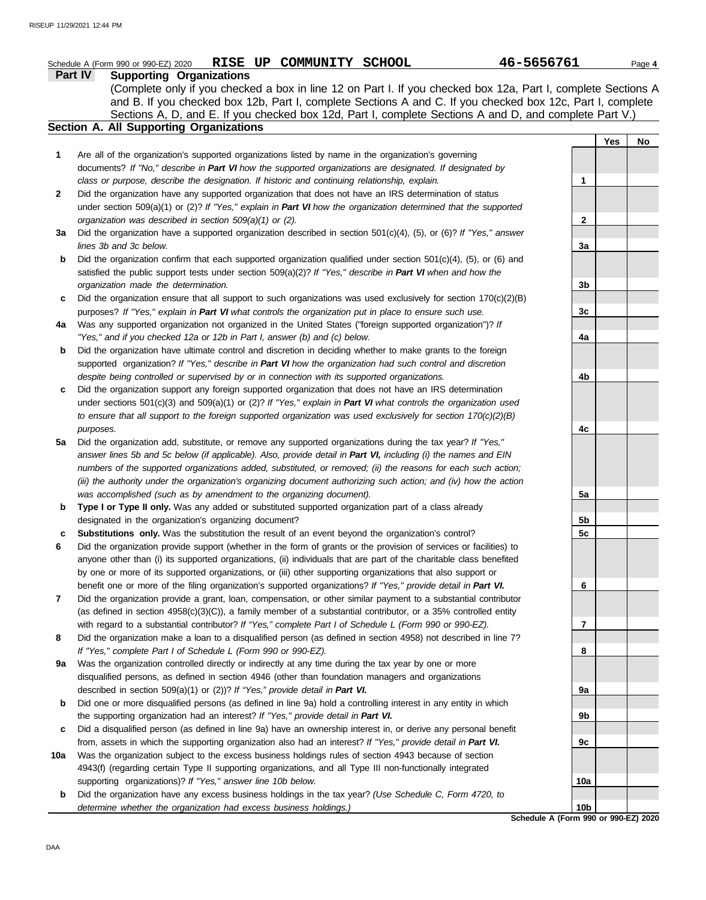Schedule A (Form 990 or 990-EZ) 2020 **RISE UP COMMUNITY SCHOOL** **46-5656761**

## Part IV Supporting Organizations

(Complete only if you checked a box in line 12 on Part I. If you checked box 12a, Part I, complete Sections A and B. If you checked box 12b, Part I, complete Sections A and C. If you checked box 12c, Part I, complete Sections A, D, and E. If you checked box 12d, Part I, complete Sections A and D, and complete Part V.)

### Section A. All Supporting Organizations

| | | | Yes | No |
|---|---|---|---|---|
| **1** | Are all of the organization's supported organizations listed by name in the organization's governing documents? *If "No," describe in **Part VI** how the supported organizations are designated. If designated by class or purpose, describe the designation. If historic and continuing relationship, explain.* | 1 | | |
| **2** | Did the organization have any supported organization that does not have an IRS determination of status under section 509(a)(1) or (2)? *If "Yes," explain in **Part VI** how the organization determined that the supported organization was described in section 509(a)(1) or (2).* | 2 | | |
| **3a** | Did the organization have a supported organization described in section 501(c)(4), (5), or (6)? *If "Yes," answer lines 3b and 3c below.* | 3a | | |
| **b** | Did the organization confirm that each supported organization qualified under section 501(c)(4), (5), or (6) and satisfied the public support tests under section 509(a)(2)? *If "Yes," describe in **Part VI** when and how the organization made the determination.* | 3b | | |
| **c** | Did the organization ensure that all support to such organizations was used exclusively for section 170(c)(2)(B) purposes? *If "Yes," explain in **Part VI** what controls the organization put in place to ensure such use.* | 3c | | |
| **4a** | Was any supported organization not organized in the United States ("foreign supported organization")? *If "Yes," and if you checked 12a or 12b in Part I, answer (b) and (c) below.* | 4a | | |
| **b** | Did the organization have ultimate control and discretion in deciding whether to make grants to the foreign supported organization? *If "Yes," describe in **Part VI** how the organization had such control and discretion despite being controlled or supervised by or in connection with its supported organizations.* | 4b | | |
| **c** | Did the organization support any foreign supported organization that does not have an IRS determination under sections 501(c)(3) and 509(a)(1) or (2)? *If "Yes," explain in **Part VI** what controls the organization used to ensure that all support to the foreign supported organization was used exclusively for section 170(c)(2)(B) purposes.* | 4c | | |
| **5a** | Did the organization add, substitute, or remove any supported organizations during the tax year? *If "Yes," answer lines 5b and 5c below (if applicable). Also, provide detail in **Part VI,** including (i) the names and EIN numbers of the supported organizations added, substituted, or removed; (ii) the reasons for each such action; (iii) the authority under the organization's organizing document authorizing such action; and (iv) how the action was accomplished (such as by amendment to the organizing document).* | 5a | | |
| **b** | **Type I or Type II only.** Was any added or substituted supported organization part of a class already designated in the organization's organizing document? | 5b | | |
| **c** | **Substitutions only.** Was the substitution the result of an event beyond the organization's control? | 5c | | |
| **6** | Did the organization provide support (whether in the form of grants or the provision of services or facilities) to anyone other than (i) its supported organizations, (ii) individuals that are part of the charitable class benefited by one or more of its supported organizations, or (iii) other supporting organizations that also support or benefit one or more of the filing organization's supported organizations? *If "Yes," provide detail in **Part VI.*** | 6 | | |
| **7** | Did the organization provide a grant, loan, compensation, or other similar payment to a substantial contributor (as defined in section 4958(c)(3)(C)), a family member of a substantial contributor, or a 35% controlled entity with regard to a substantial contributor? *If "Yes," complete Part I of Schedule L (Form 990 or 990-EZ).* | 7 | | |
| **8** | Did the organization make a loan to a disqualified person (as defined in section 4958) not described in line 7? *If "Yes," complete Part I of Schedule L (Form 990 or 990-EZ).* | 8 | | |
| **9a** | Was the organization controlled directly or indirectly at any time during the tax year by one or more disqualified persons, as defined in section 4946 (other than foundation managers and organizations described in section 509(a)(1) or (2))? *If "Yes," provide detail in **Part VI.*** | 9a | | |
| **b** | Did one or more disqualified persons (as defined in line 9a) hold a controlling interest in any entity in which the supporting organization had an interest? *If "Yes," provide detail in **Part VI.*** | 9b | | |
| **c** | Did a disqualified person (as defined in line 9a) have an ownership interest in, or derive any personal benefit from, assets in which the supporting organization also had an interest? *If "Yes," provide detail in **Part VI.*** | 9c | | |
| **10a** | Was the organization subject to the excess business holdings rules of section 4943 because of section 4943(f) (regarding certain Type II supporting organizations, and all Type III non-functionally integrated supporting organizations)? *If "Yes," answer line 10b below.* | 10a | | |
| **b** | Did the organization have any excess business holdings in the tax year? *(Use Schedule C, Form 4720, to determine whether the organization had excess business holdings.)* | 10b | | |

**Schedule A (Form 990 or 990-EZ) 2020**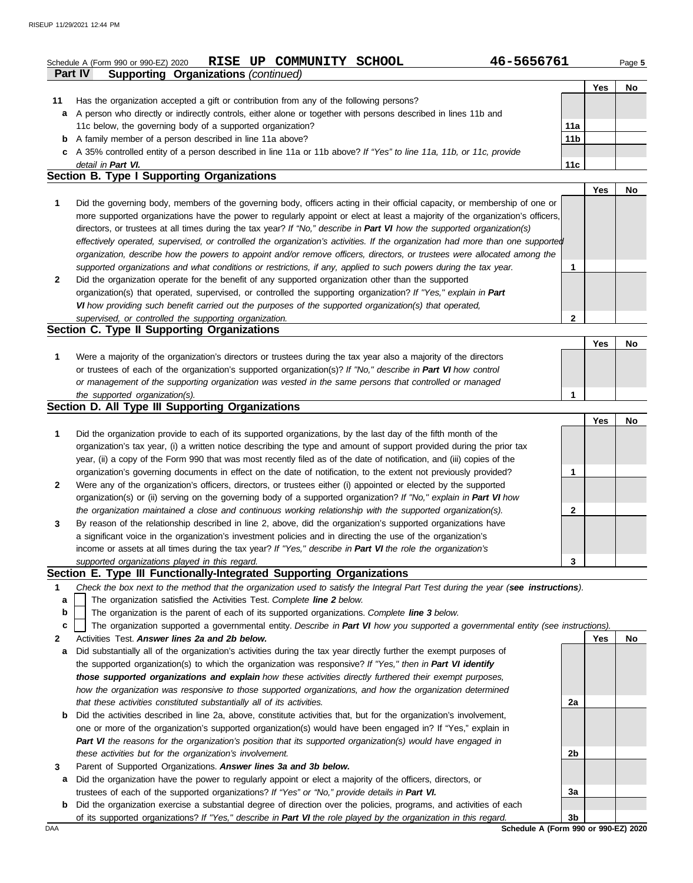Schedule A (Form 990 or 990-EZ) 2020 **RISE UP COMMUNITY SCHOOL** **46-5656761** Page **5**

## Part IV Supporting Organizations *(continued)*

| | | | Yes | No |
|---|---|---|---|---|
| **11** | Has the organization accepted a gift or contribution from any of the following persons? | | | |
| **a** | A person who directly or indirectly controls, either alone or together with persons described in lines 11b and 11c below, the governing body of a supported organization? | **11a** | | |
| **b** | A family member of a person described in line 11a above? | **11b** | | |
| **c** | A 35% controlled entity of a person described in line 11a or 11b above? *If "Yes" to line 11a, 11b, or 11c, provide detail in **Part VI.*** | **11c** | | |

### Section B. Type I Supporting Organizations

| | | | Yes | No |
|---|---|---|---|---|
| **1** | Did the governing body, members of the governing body, officers acting in their official capacity, or membership of one or more supported organizations have the power to regularly appoint or elect at least a majority of the organization's officers, directors, or trustees at all times during the tax year? *If "No," describe in **Part VI** how the supported organization(s) effectively operated, supervised, or controlled the organization's activities. If the organization had more than one supported organization, describe how the powers to appoint and/or remove officers, directors, or trustees were allocated among the supported organizations and what conditions or restrictions, if any, applied to such powers during the tax year.* | **1** | | |
| **2** | Did the organization operate for the benefit of any supported organization other than the supported organization(s) that operated, supervised, or controlled the supporting organization? *If "Yes," explain in **Part VI** how providing such benefit carried out the purposes of the supported organization(s) that operated, supervised, or controlled the supporting organization.* | **2** | | |

### Section C. Type II Supporting Organizations

| | | | Yes | No |
|---|---|---|---|---|
| **1** | Were a majority of the organization's directors or trustees during the tax year also a majority of the directors or trustees of each of the organization's supported organization(s)? *If "No," describe in **Part VI** how control or management of the supporting organization was vested in the same persons that controlled or managed the supported organization(s).* | **1** | | |

### Section D. All Type III Supporting Organizations

| | | | Yes | No |
|---|---|---|---|---|
| **1** | Did the organization provide to each of its supported organizations, by the last day of the fifth month of the organization's tax year, (i) a written notice describing the type and amount of support provided during the prior tax year, (ii) a copy of the Form 990 that was most recently filed as of the date of notification, and (iii) copies of the organization's governing documents in effect on the date of notification, to the extent not previously provided? | **1** | | |
| **2** | Were any of the organization's officers, directors, or trustees either (i) appointed or elected by the supported organization(s) or (ii) serving on the governing body of a supported organization? *If "No," explain in **Part VI** how the organization maintained a close and continuous working relationship with the supported organization(s).* | **2** | | |
| **3** | By reason of the relationship described in line 2, above, did the organization's supported organizations have a significant voice in the organization's investment policies and in directing the use of the organization's income or assets at all times during the tax year? *If "Yes," describe in **Part VI** the role the organization's supported organizations played in this regard.* | **3** | | |

### Section E. Type III Functionally-Integrated Supporting Organizations

**1** *Check the box next to the method that the organization used to satisfy the Integral Part Test during the year (**see instructions**).*

- **a** ☐ The organization satisfied the Activities Test. *Complete **line 2** below.*
- **b** ☐ The organization is the parent of each of its supported organizations. *Complete **line 3** below.*
- **c** ☐ The organization supported a governmental entity. *Describe in **Part VI** how you supported a governmental entity (see instructions).*

| | | | Yes | No |
|---|---|---|---|---|
| **2** | Activities Test. ***Answer lines 2a and 2b below.*** | | | |
| **a** | Did substantially all of the organization's activities during the tax year directly further the exempt purposes of the supported organization(s) to which the organization was responsive? *If "Yes," then in **Part VI identify those supported organizations and explain** how these activities directly furthered their exempt purposes, how the organization was responsive to those supported organizations, and how the organization determined that these activities constituted substantially all of its activities.* | **2a** | | |
| **b** | Did the activities described in line 2a, above, constitute activities that, but for the organization's involvement, one or more of the organization's supported organization(s) would have been engaged in? If "Yes," explain in ***Part VI*** *the reasons for the organization's position that its supported organization(s) would have engaged in these activities but for the organization's involvement.* | **2b** | | |
| **3** | Parent of Supported Organizations. ***Answer lines 3a and 3b below.*** | | | |
| **a** | Did the organization have the power to regularly appoint or elect a majority of the officers, directors, or trustees of each of the supported organizations? *If "Yes" or "No," provide details in **Part VI.*** | **3a** | | |
| **b** | Did the organization exercise a substantial degree of direction over the policies, programs, and activities of each of its supported organizations? *If "Yes," describe in **Part VI** the role played by the organization in this regard.* | **3b** | | |

**Schedule A (Form 990 or 990-EZ) 2020**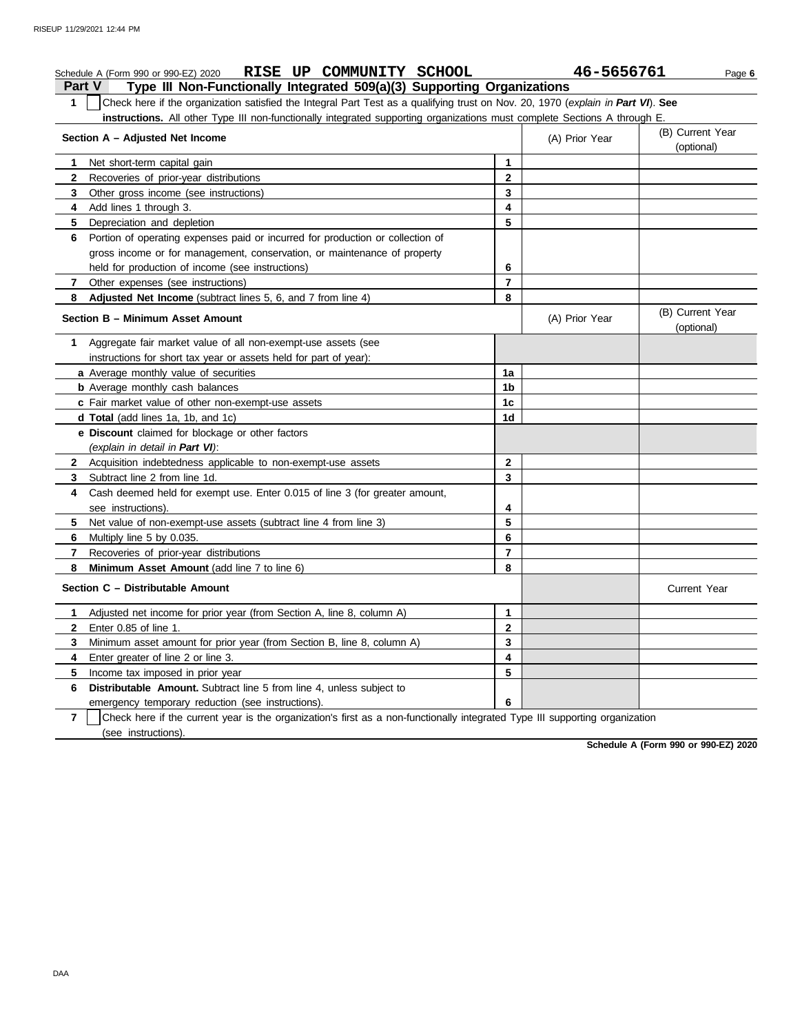Schedule A (Form 990 or 990-EZ) 2020 **RISE UP COMMUNITY SCHOOL** **46-5656761** Page **6**

## Part V Type III Non-Functionally Integrated 509(a)(3) Supporting Organizations

**1** ☐ Check here if the organization satisfied the Integral Part Test as a qualifying trust on Nov. 20, 1970 (*explain in **Part VI***). **See instructions.** All other Type III non-functionally integrated supporting organizations must complete Sections A through E.

| Section A – Adjusted Net Income | | (A) Prior Year | (B) Current Year (optional) |
|---|---|---|---|
| **1** Net short-term capital gain | 1 | | |
| **2** Recoveries of prior-year distributions | 2 | | |
| **3** Other gross income (see instructions) | 3 | | |
| **4** Add lines 1 through 3. | 4 | | |
| **5** Depreciation and depletion | 5 | | |
| **6** Portion of operating expenses paid or incurred for production or collection of gross income or for management, conservation, or maintenance of property held for production of income (see instructions) | 6 | | |
| **7** Other expenses (see instructions) | 7 | | |
| **8** **Adjusted Net Income** (subtract lines 5, 6, and 7 from line 4) | 8 | | |

| Section B – Minimum Asset Amount | | (A) Prior Year | (B) Current Year (optional) |
|---|---|---|---|
| **1** Aggregate fair market value of all non-exempt-use assets (see instructions for short tax year or assets held for part of year): | | | |
| **a** Average monthly value of securities | 1a | | |
| **b** Average monthly cash balances | 1b | | |
| **c** Fair market value of other non-exempt-use assets | 1c | | |
| **d** **Total** (add lines 1a, 1b, and 1c) | 1d | | |
| **e** **Discount** claimed for blockage or other factors (*explain in detail in **Part VI***): | | | |
| **2** Acquisition indebtedness applicable to non-exempt-use assets | 2 | | |
| **3** Subtract line 2 from line 1d. | 3 | | |
| **4** Cash deemed held for exempt use. Enter 0.015 of line 3 (for greater amount, see instructions). | 4 | | |
| **5** Net value of non-exempt-use assets (subtract line 4 from line 3) | 5 | | |
| **6** Multiply line 5 by 0.035. | 6 | | |
| **7** Recoveries of prior-year distributions | 7 | | |
| **8** **Minimum Asset Amount** (add line 7 to line 6) | 8 | | |

| Section C – Distributable Amount | | | Current Year |
|---|---|---|---|
| **1** Adjusted net income for prior year (from Section A, line 8, column A) | 1 | | |
| **2** Enter 0.85 of line 1. | 2 | | |
| **3** Minimum asset amount for prior year (from Section B, line 8, column A) | 3 | | |
| **4** Enter greater of line 2 or line 3. | 4 | | |
| **5** Income tax imposed in prior year | 5 | | |
| **6** **Distributable Amount.** Subtract line 5 from line 4, unless subject to emergency temporary reduction (see instructions). | 6 | | |

**7** ☐ Check here if the current year is the organization's first as a non-functionally integrated Type III supporting organization (see instructions).

**Schedule A (Form 990 or 990-EZ) 2020**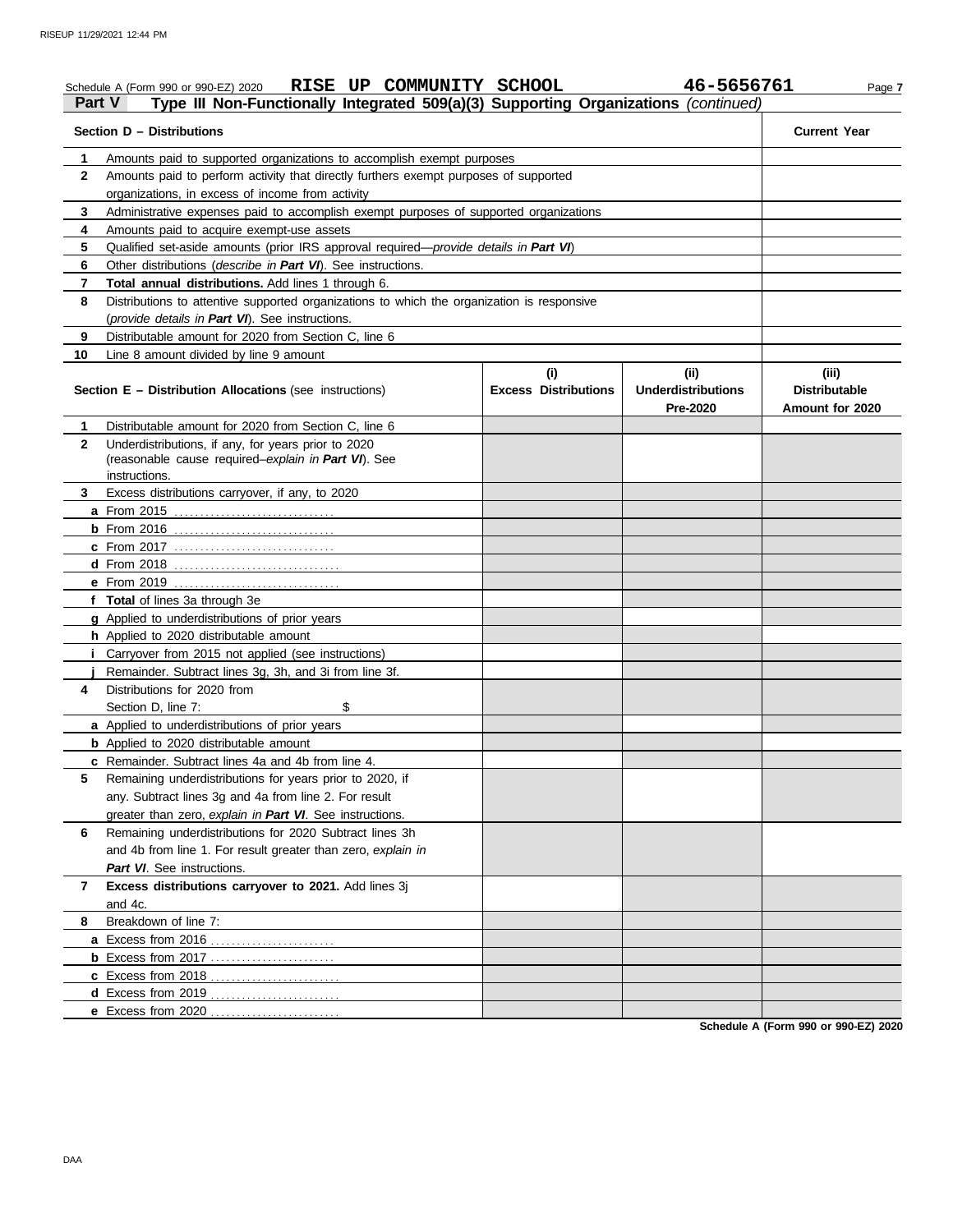Schedule A (Form 990 or 990-EZ) 2020 **RISE UP COMMUNITY SCHOOL** **46-5656761** Page **7**

## Part V Type III Non-Functionally Integrated 509(a)(3) Supporting Organizations *(continued)*

| **Section D – Distributions** | | **Current Year** |
|---|---|---|
| **1** | Amounts paid to supported organizations to accomplish exempt purposes | |
| **2** | Amounts paid to perform activity that directly furthers exempt purposes of supported organizations, in excess of income from activity | |
| **3** | Administrative expenses paid to accomplish exempt purposes of supported organizations | |
| **4** | Amounts paid to acquire exempt-use assets | |
| **5** | Qualified set-aside amounts (prior IRS approval required—*provide details in* ***Part VI***) | |
| **6** | Other distributions (*describe in* ***Part VI***). See instructions. | |
| **7** | **Total annual distributions.** Add lines 1 through 6. | |
| **8** | Distributions to attentive supported organizations to which the organization is responsive (*provide details in* ***Part VI***). See instructions. | |
| **9** | Distributable amount for 2020 from Section C, line 6 | |
| **10** | Line 8 amount divided by line 9 amount | |

| **Section E – Distribution Allocations** (see instructions) | | **(i) Excess Distributions** | **(ii) Underdistributions Pre-2020** | **(iii) Distributable Amount for 2020** |
|---|---|---|---|---|
| **1** | Distributable amount for 2020 from Section C, line 6 | | | |
| **2** | Underdistributions, if any, for years prior to 2020 (reasonable cause required–*explain in* ***Part VI***). See instructions. | | | |
| **3** | Excess distributions carryover, if any, to 2020 | | | |
| **a** | From 2015 | | | |
| **b** | From 2016 | | | |
| **c** | From 2017 | | | |
| **d** | From 2018 | | | |
| **e** | From 2019 | | | |
| **f** | **Total** of lines 3a through 3e | | | |
| **g** | Applied to underdistributions of prior years | | | |
| **h** | Applied to 2020 distributable amount | | | |
| **i** | Carryover from 2015 not applied (see instructions) | | | |
| **j** | Remainder. Subtract lines 3g, 3h, and 3i from line 3f. | | | |
| **4** | Distributions for 2020 from Section D, line 7: $ | | | |
| **a** | Applied to underdistributions of prior years | | | |
| **b** | Applied to 2020 distributable amount | | | |
| **c** | Remainder. Subtract lines 4a and 4b from line 4. | | | |
| **5** | Remaining underdistributions for years prior to 2020, if any. Subtract lines 3g and 4a from line 2. For result greater than zero, *explain in* ***Part VI***. See instructions. | | | |
| **6** | Remaining underdistributions for 2020 Subtract lines 3h and 4b from line 1. For result greater than zero, *explain in* ***Part VI***. See instructions. | | | |
| **7** | **Excess distributions carryover to 2021.** Add lines 3j and 4c. | | | |
| **8** | Breakdown of line 7: | | | |
| **a** | Excess from 2016 | | | |
| **b** | Excess from 2017 | | | |
| **c** | Excess from 2018 | | | |
| **d** | Excess from 2019 | | | |
| **e** | Excess from 2020 | | | |

**Schedule A (Form 990 or 990-EZ) 2020**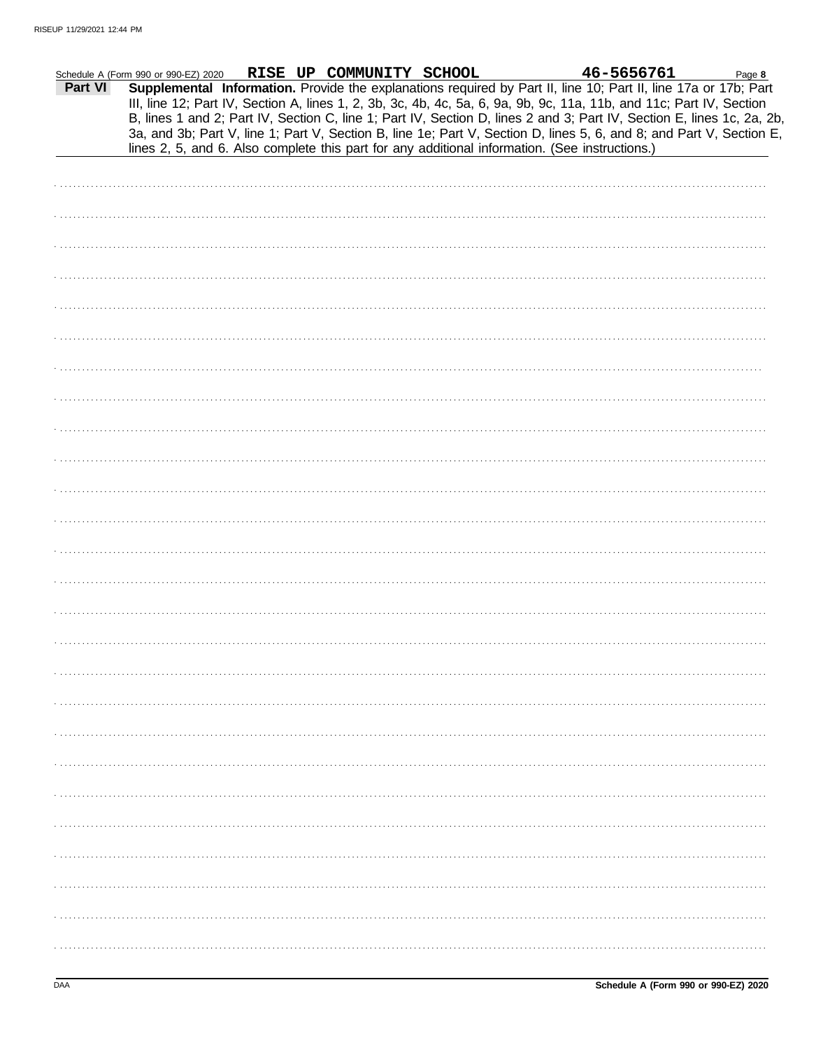Schedule A (Form 990 or 990-EZ) 2020 **RISE UP COMMUNITY SCHOOL** **46-5656761** Page **8**

**Part VI** **Supplemental Information.** Provide the explanations required by Part II, line 10; Part II, line 17a or 17b; Part III, line 12; Part IV, Section A, lines 1, 2, 3b, 3c, 4b, 4c, 5a, 6, 9a, 9b, 9c, 11a, 11b, and 11c; Part IV, Section B, lines 1 and 2; Part IV, Section C, line 1; Part IV, Section D, lines 2 and 3; Part IV, Section E, lines 1c, 2a, 2b, 3a, and 3b; Part V, line 1; Part V, Section B, line 1e; Part V, Section D, lines 5, 6, and 8; and Part V, Section E, lines 2, 5, and 6. Also complete this part for any additional information. (See instructions.)

DAA **Schedule A (Form 990 or 990-EZ) 2020**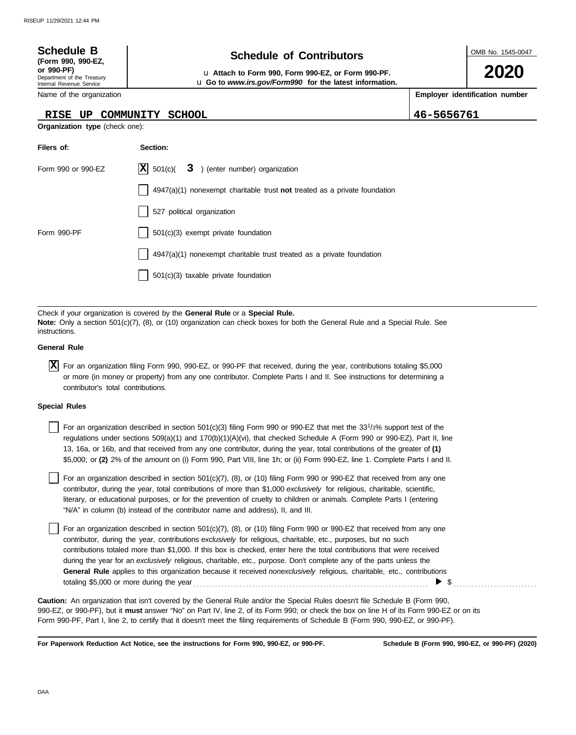**Schedule B**
**(Form 990, 990-EZ, or 990-PF)**
Department of the Treasury
Internal Revenue Service

# Schedule of Contributors

u **Attach to Form 990, Form 990-EZ, or Form 990-PF.**
u **Go to *www.irs.gov/Form990* for the latest information.**

OMB No. 1545-0047

**2020**

| Name of the organization | Employer identification number |
|---|---|
| RISE UP COMMUNITY SCHOOL | 46-5656761 |

**Organization type** (check one):

| Filers of: | Section: |
|---|---|
| Form 990 or 990-EZ | [X] 501(c)( 3 ) (enter number) organization |
| | [ ] 4947(a)(1) nonexempt charitable trust **not** treated as a private foundation |
| | [ ] 527 political organization |
| Form 990-PF | [ ] 501(c)(3) exempt private foundation |
| | [ ] 4947(a)(1) nonexempt charitable trust treated as a private foundation |
| | [ ] 501(c)(3) taxable private foundation |

Check if your organization is covered by the **General Rule** or a **Special Rule.**
**Note:** Only a section 501(c)(7), (8), or (10) organization can check boxes for both the General Rule and a Special Rule. See instructions.

**General Rule**

[X] For an organization filing Form 990, 990-EZ, or 990-PF that received, during the year, contributions totaling $5,000 or more (in money or property) from any one contributor. Complete Parts I and II. See instructions for determining a contributor's total contributions.

**Special Rules**

[ ] For an organization described in section 501(c)(3) filing Form 990 or 990-EZ that met the $33^1/_3$% support test of the regulations under sections 509(a)(1) and 170(b)(1)(A)(vi), that checked Schedule A (Form 990 or 990-EZ), Part II, line 13, 16a, or 16b, and that received from any one contributor, during the year, total contributions of the greater of **(1)** $5,000; or **(2)** 2% of the amount on (i) Form 990, Part VIII, line 1h; or (ii) Form 990-EZ, line 1. Complete Parts I and II.

[ ] For an organization described in section 501(c)(7), (8), or (10) filing Form 990 or 990-EZ that received from any one contributor, during the year, total contributions of more than $1,000 *exclusively* for religious, charitable, scientific, literary, or educational purposes, or for the prevention of cruelty to children or animals. Complete Parts I (entering "N/A" in column (b) instead of the contributor name and address), II, and III.

[ ] For an organization described in section 501(c)(7), (8), or (10) filing Form 990 or 990-EZ that received from any one contributor, during the year, contributions *exclusively* for religious, charitable, etc., purposes, but no such contributions totaled more than $1,000. If this box is checked, enter here the total contributions that were received during the year for an *exclusively* religious, charitable, etc., purpose. Don't complete any of the parts unless the **General Rule** applies to this organization because it received *nonexclusively* religious, charitable, etc., contributions totaling $5,000 or more during the year . . . . . . . . . . . . . . . . . . . . ▶ $ . . . . . . . . . .

**Caution:** An organization that isn't covered by the General Rule and/or the Special Rules doesn't file Schedule B (Form 990, 990-EZ, or 990-PF), but it **must** answer "No" on Part IV, line 2, of its Form 990; or check the box on line H of its Form 990-EZ or on its Form 990-PF, Part I, line 2, to certify that it doesn't meet the filing requirements of Schedule B (Form 990, 990-EZ, or 990-PF).

**For Paperwork Reduction Act Notice, see the instructions for Form 990, 990-EZ, or 990-PF.** **Schedule B (Form 990, 990-EZ, or 990-PF) (2020)**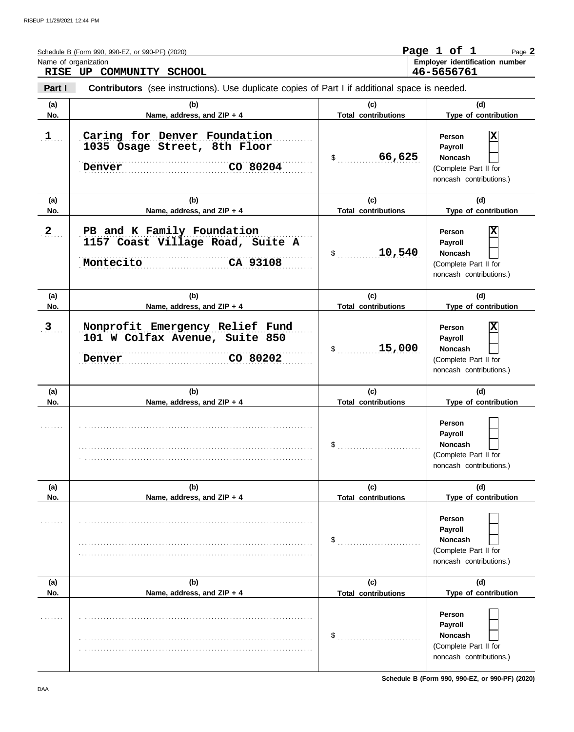Schedule B (Form 990, 990-EZ, or 990-PF) (2020) Page **2**

Name of organization: **RISE UP COMMUNITY SCHOOL**

Employer identification number: **46-5656761**

**Part I** **Contributors** (see instructions). Use duplicate copies of Part I if additional space is needed.

| (a) No. | (b) Name, address, and ZIP + 4 | (c) Total contributions | (d) Type of contribution |
|---|---|---|---|
| 1 | Caring for Denver Foundation<br>1035 Osage Street, 8th Floor<br>Denver CO 80204 | $ 66,625 | Person [X]<br>Payroll [ ]<br>Noncash [ ]<br>(Complete Part II for noncash contributions.) |
| 2 | PB and K Family Foundation<br>1157 Coast Village Road, Suite A<br>Montecito CA 93108 | $ 10,540 | Person [X]<br>Payroll [ ]<br>Noncash [ ]<br>(Complete Part II for noncash contributions.) |
| 3 | Nonprofit Emergency Relief Fund<br>101 W Colfax Avenue, Suite 850<br>Denver CO 80202 | $ 15,000 | Person [X]<br>Payroll [ ]<br>Noncash [ ]<br>(Complete Part II for noncash contributions.) |
| | | $ | Person [ ]<br>Payroll [ ]<br>Noncash [ ]<br>(Complete Part II for noncash contributions.) |
| | | $ | Person [ ]<br>Payroll [ ]<br>Noncash [ ]<br>(Complete Part II for noncash contributions.) |
| | | $ | Person [ ]<br>Payroll [ ]<br>Noncash [ ]<br>(Complete Part II for noncash contributions.) |

**Schedule B (Form 990, 990-EZ, or 990-PF) (2020)**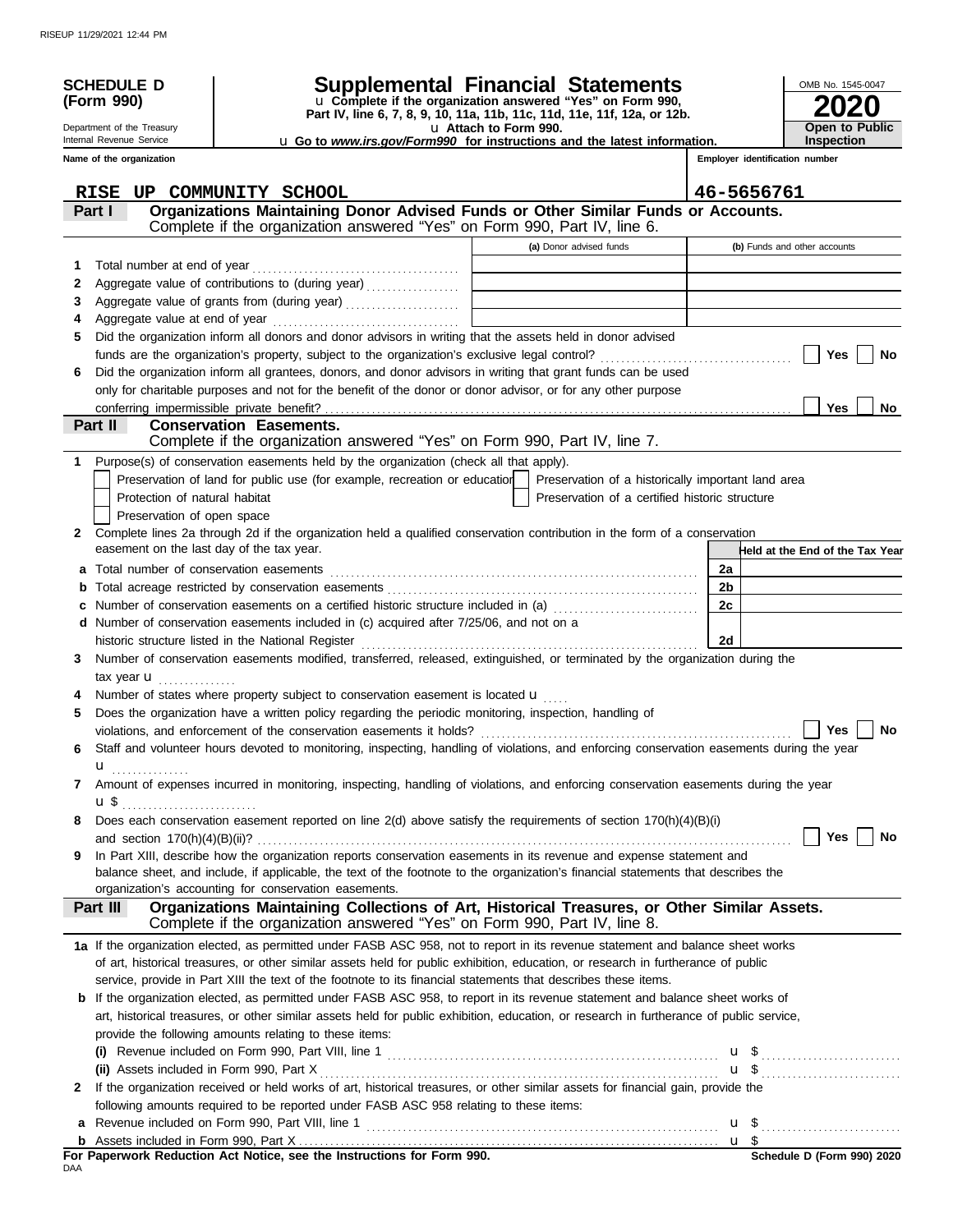**SCHEDULE D (Form 990)**

Department of the Treasury
Internal Revenue Service

# Supplemental Financial Statements

u Complete if the organization answered "Yes" on Form 990, Part IV, line 6, 7, 8, 9, 10, 11a, 11b, 11c, 11d, 11e, 11f, 12a, or 12b.
u Attach to Form 990.
u Go to *www.irs.gov/Form990* for instructions and the latest information.

OMB No. 1545-0047

**2020**

**Open to Public Inspection**

| Name of the organization | Employer identification number |
|---|---|
| RISE UP COMMUNITY SCHOOL | 46-5656761 |

## Part I — Organizations Maintaining Donor Advised Funds or Other Similar Funds or Accounts.
Complete if the organization answered "Yes" on Form 990, Part IV, line 6.

| | | (a) Donor advised funds | (b) Funds and other accounts |
|---|---|---|---|
| 1 | Total number at end of year | | |
| 2 | Aggregate value of contributions to (during year) | | |
| 3 | Aggregate value of grants from (during year) | | |
| 4 | Aggregate value at end of year | | |

5 Did the organization inform all donors and donor advisors in writing that the assets held in donor advised funds are the organization's property, subject to the organization's exclusive legal control? ☐ Yes ☐ No

6 Did the organization inform all grantees, donors, and donor advisors in writing that grant funds can be used only for charitable purposes and not for the benefit of the donor or donor advisor, or for any other purpose conferring impermissible private benefit? ☐ Yes ☐ No

## Part II — Conservation Easements.
Complete if the organization answered "Yes" on Form 990, Part IV, line 7.

1 Purpose(s) of conservation easements held by the organization (check all that apply).

☐ Preservation of land for public use (for example, recreation or education) ☐ Preservation of a historically important land area
☐ Protection of natural habitat ☐ Preservation of a certified historic structure
☐ Preservation of open space

2 Complete lines 2a through 2d if the organization held a qualified conservation contribution in the form of a conservation easement on the last day of the tax year.

| | | | Held at the End of the Tax Year |
|---|---|---|---|
| a | Total number of conservation easements | 2a | |
| b | Total acreage restricted by conservation easements | 2b | |
| c | Number of conservation easements on a certified historic structure included in (a) | 2c | |
| d | Number of conservation easements included in (c) acquired after 7/25/06, and not on a historic structure listed in the National Register | 2d | |

3 Number of conservation easements modified, transferred, released, extinguished, or terminated by the organization during the tax year u

4 Number of states where property subject to conservation easement is located u

5 Does the organization have a written policy regarding the periodic monitoring, inspection, handling of violations, and enforcement of the conservation easements it holds? ☐ Yes ☐ No

6 Staff and volunteer hours devoted to monitoring, inspecting, handling of violations, and enforcing conservation easements during the year u

7 Amount of expenses incurred in monitoring, inspecting, handling of violations, and enforcing conservation easements during the year u $

8 Does each conservation easement reported on line 2(d) above satisfy the requirements of section 170(h)(4)(B)(i) and section 170(h)(4)(B)(ii)? ☐ Yes ☐ No

9 In Part XIII, describe how the organization reports conservation easements in its revenue and expense statement and balance sheet, and include, if applicable, the text of the footnote to the organization's financial statements that describes the organization's accounting for conservation easements.

## Part III — Organizations Maintaining Collections of Art, Historical Treasures, or Other Similar Assets.
Complete if the organization answered "Yes" on Form 990, Part IV, line 8.

1a If the organization elected, as permitted under FASB ASC 958, not to report in its revenue statement and balance sheet works of art, historical treasures, or other similar assets held for public exhibition, education, or research in furtherance of public service, provide in Part XIII the text of the footnote to its financial statements that describes these items.

b If the organization elected, as permitted under FASB ASC 958, to report in its revenue statement and balance sheet works of art, historical treasures, or other similar assets held for public exhibition, education, or research in furtherance of public service, provide the following amounts relating to these items:

(i) Revenue included on Form 990, Part VIII, line 1 u $

(ii) Assets included in Form 990, Part X u $

2 If the organization received or held works of art, historical treasures, or other similar assets for financial gain, provide the following amounts required to be reported under FASB ASC 958 relating to these items:

a Revenue included on Form 990, Part VIII, line 1 u $

b Assets included in Form 990, Part X u $

**For Paperwork Reduction Act Notice, see the Instructions for Form 990.** **Schedule D (Form 990) 2020**

DAA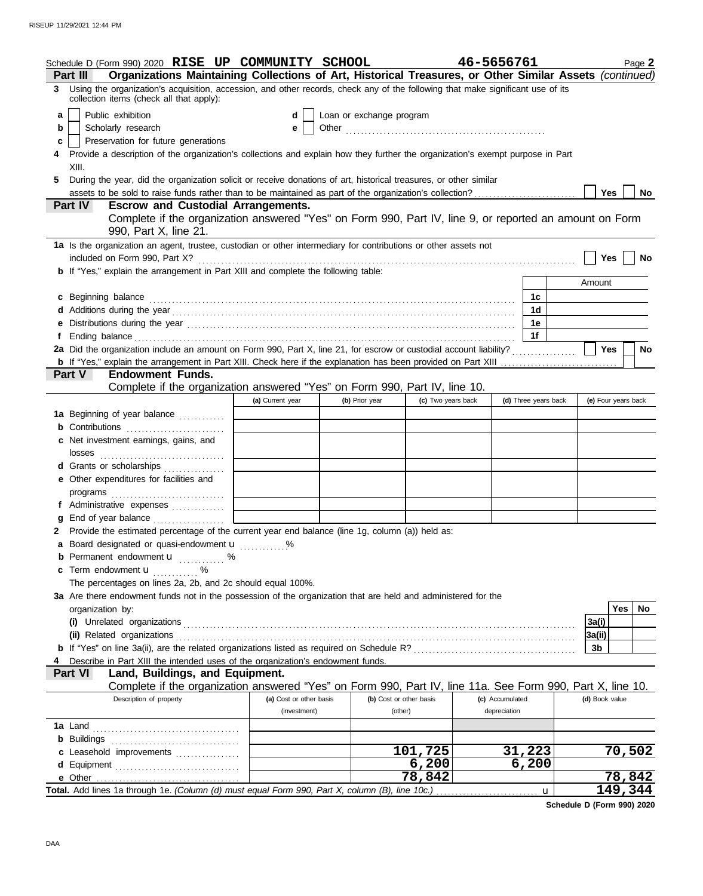Schedule D (Form 990) 2020 **RISE UP COMMUNITY SCHOOL** **46-5656761** Page **2**

**Part III — Organizations Maintaining Collections of Art, Historical Treasures, or Other Similar Assets** *(continued)*

**3** Using the organization's acquisition, accession, and other records, check any of the following that make significant use of its collection items (check all that apply):

- **a** ☐ Public exhibition
- **b** ☐ Scholarly research
- **c** ☐ Preservation for future generations
- **d** ☐ Loan or exchange program
- **e** ☐ Other ..........

**4** Provide a description of the organization's collections and explain how they further the organization's exempt purpose in Part XIII.

**5** During the year, did the organization solicit or receive donations of art, historical treasures, or other similar assets to be sold to raise funds rather than to be maintained as part of the organization's collection? ☐ Yes ☐ No

**Part IV — Escrow and Custodial Arrangements.**

Complete if the organization answered "Yes" on Form 990, Part IV, line 9, or reported an amount on Form 990, Part X, line 21.

**1a** Is the organization an agent, trustee, custodian or other intermediary for contributions or other assets not included on Form 990, Part X? ☐ Yes ☐ No

**b** If "Yes," explain the arrangement in Part XIII and complete the following table:

| | | | Amount |
|---|---|---|---|
| **c** | Beginning balance | 1c | |
| **d** | Additions during the year | 1d | |
| **e** | Distributions during the year | 1e | |
| **f** | Ending balance | 1f | |

**2a** Did the organization include an amount on Form 990, Part X, line 21, for escrow or custodial account liability? ☐ Yes ☐ No

**b** If "Yes," explain the arrangement in Part XIII. Check here if the explanation has been provided on Part XIII ☐

**Part V — Endowment Funds.**

Complete if the organization answered "Yes" on Form 990, Part IV, line 10.

| | (a) Current year | (b) Prior year | (c) Two years back | (d) Three years back | (e) Four years back |
|---|---|---|---|---|---|
| **1a** Beginning of year balance | | | | | |
| **b** Contributions | | | | | |
| **c** Net investment earnings, gains, and losses | | | | | |
| **d** Grants or scholarships | | | | | |
| **e** Other expenditures for facilities and programs | | | | | |
| **f** Administrative expenses | | | | | |
| **g** End of year balance | | | | | |

**2** Provide the estimated percentage of the current year end balance (line 1g, column (a)) held as:

- **a** Board designated or quasi-endowment ▶ ........ %
- **b** Permanent endowment ▶ ........ %
- **c** Term endowment ▶ ........ %

The percentages on lines 2a, 2b, and 2c should equal 100%.

**3a** Are there endowment funds not in the possession of the organization that are held and administered for the organization by:

| | | Yes | No |
|---|---|---|---|
| **(i)** Unrelated organizations | 3a(i) | | |
| **(ii)** Related organizations | 3a(ii) | | |
| **b** If "Yes" on line 3a(ii), are the related organizations listed as required on Schedule R? | 3b | | |

**4** Describe in Part XIII the intended uses of the organization's endowment funds.

**Part VI — Land, Buildings, and Equipment.**

Complete if the organization answered "Yes" on Form 990, Part IV, line 11a. See Form 990, Part X, line 10.

| Description of property | (a) Cost or other basis (investment) | (b) Cost or other basis (other) | (c) Accumulated depreciation | (d) Book value |
|---|---|---|---|---|
| **1a** Land | | | | |
| **b** Buildings | | | | |
| **c** Leasehold improvements | | 101,725 | 31,223 | 70,502 |
| **d** Equipment | | 6,200 | 6,200 | |
| **e** Other | | 78,842 | | 78,842 |
| **Total.** Add lines 1a through 1e. *(Column (d) must equal Form 990, Part X, column (B), line 10c.)* ▶ | | | | 149,344 |

**Schedule D (Form 990) 2020**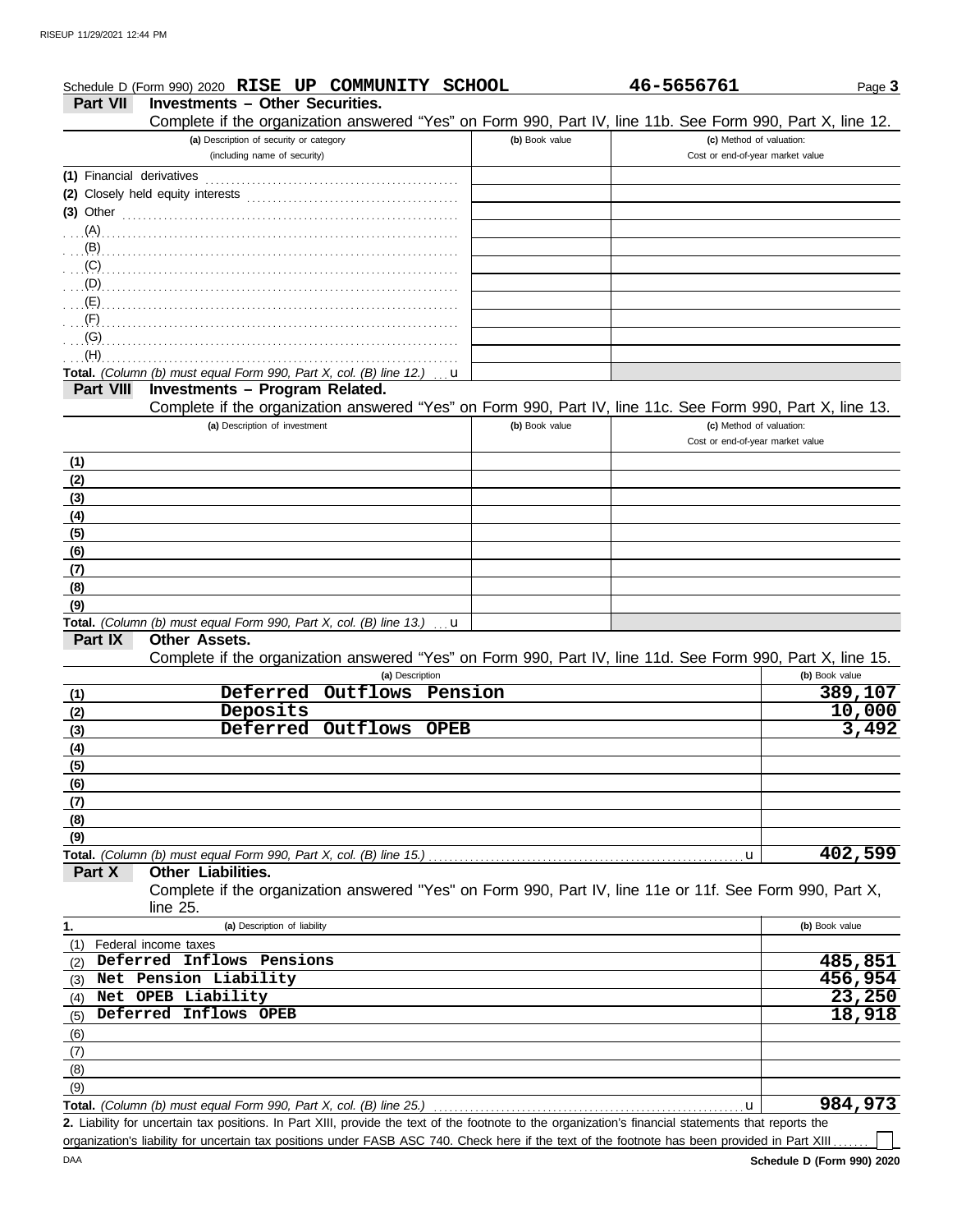Schedule D (Form 990) 2020 **RISE UP COMMUNITY SCHOOL** **46-5656761** Page **3**

## Part VII Investments – Other Securities.

Complete if the organization answered "Yes" on Form 990, Part IV, line 11b. See Form 990, Part X, line 12.

| (a) Description of security or category (including name of security) | (b) Book value | (c) Method of valuation: Cost or end-of-year market value |
|---|---|---|
| (1) Financial derivatives | | |
| (2) Closely held equity interests | | |
| (3) Other | | |
| (A) | | |
| (B) | | |
| (C) | | |
| (D) | | |
| (E) | | |
| (F) | | |
| (G) | | |
| (H) | | |
| **Total.** *(Column (b) must equal Form 990, Part X, col. (B) line 12.)* u | | |

## Part VIII Investments – Program Related.

Complete if the organization answered "Yes" on Form 990, Part IV, line 11c. See Form 990, Part X, line 13.

| (a) Description of investment | (b) Book value | (c) Method of valuation: Cost or end-of-year market value |
|---|---|---|
| (1) | | |
| (2) | | |
| (3) | | |
| (4) | | |
| (5) | | |
| (6) | | |
| (7) | | |
| (8) | | |
| (9) | | |
| **Total.** *(Column (b) must equal Form 990, Part X, col. (B) line 13.)* u | | |

## Part IX Other Assets.

Complete if the organization answered "Yes" on Form 990, Part IV, line 11d. See Form 990, Part X, line 15.

| | (a) Description | (b) Book value |
|---|---|---|
| (1) | Deferred Outflows Pension | 389,107 |
| (2) | Deposits | 10,000 |
| (3) | Deferred Outflows OPEB | 3,492 |
| (4) | | |
| (5) | | |
| (6) | | |
| (7) | | |
| (8) | | |
| (9) | | |
| **Total.** *(Column (b) must equal Form 990, Part X, col. (B) line 15.)* | u | 402,599 |

## Part X Other Liabilities.

Complete if the organization answered "Yes" on Form 990, Part IV, line 11e or 11f. See Form 990, Part X, line 25.

| 1. | (a) Description of liability | (b) Book value |
|---|---|---|
| (1) | Federal income taxes | |
| (2) | Deferred Inflows Pensions | 485,851 |
| (3) | Net Pension Liability | 456,954 |
| (4) | Net OPEB Liability | 23,250 |
| (5) | Deferred Inflows OPEB | 18,918 |
| (6) | | |
| (7) | | |
| (8) | | |
| (9) | | |
| **Total.** *(Column (b) must equal Form 990, Part X, col. (B) line 25.)* | u | 984,973 |

**2.** Liability for uncertain tax positions. In Part XIII, provide the text of the footnote to the organization's financial statements that reports the organization's liability for uncertain tax positions under FASB ASC 740. Check here if the text of the footnote has been provided in Part XIII ☐

DAA **Schedule D (Form 990) 2020**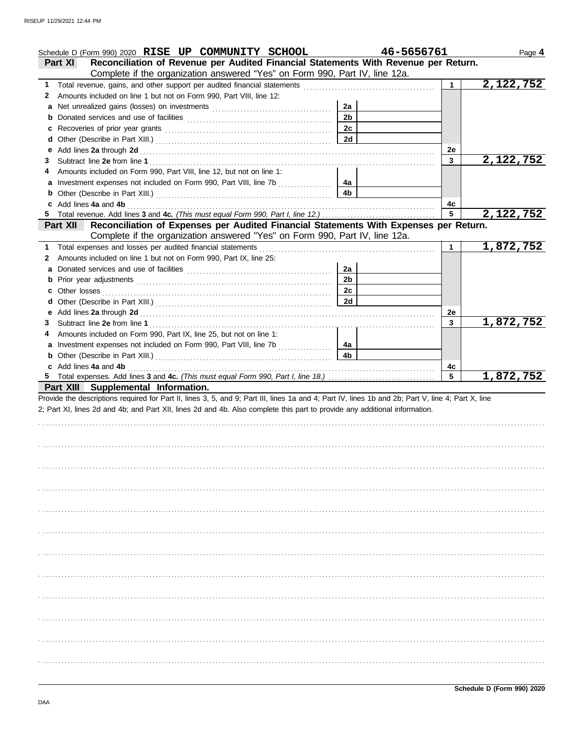Schedule D (Form 990) 2020 **RISE UP COMMUNITY SCHOOL** **46-5656761** Page **4**

## Part XI Reconciliation of Revenue per Audited Financial Statements With Revenue per Return.

Complete if the organization answered "Yes" on Form 990, Part IV, line 12a.

| | | | | | |
|---|---|---|---|---|---|
| **1** | Total revenue, gains, and other support per audited financial statements | | | 1 | 2,122,752 |
| **2** | Amounts included on line 1 but not on Form 990, Part VIII, line 12: | | | | |
| **a** | Net unrealized gains (losses) on investments | 2a | | | |
| **b** | Donated services and use of facilities | 2b | | | |
| **c** | Recoveries of prior year grants | 2c | | | |
| **d** | Other (Describe in Part XIII.) | 2d | | | |
| **e** | Add lines **2a** through **2d** | | | 2e | |
| **3** | Subtract line **2e** from line **1** | | | 3 | 2,122,752 |
| **4** | Amounts included on Form 990, Part VIII, line 12, but not on line 1: | | | | |
| **a** | Investment expenses not included on Form 990, Part VIII, line 7b | 4a | | | |
| **b** | Other (Describe in Part XIII.) | 4b | | | |
| **c** | Add lines **4a** and **4b** | | | 4c | |
| **5** | Total revenue. Add lines **3** and **4c.** *(This must equal Form 990, Part I, line 12.)* | | | 5 | 2,122,752 |

## Part XII Reconciliation of Expenses per Audited Financial Statements With Expenses per Return.

Complete if the organization answered "Yes" on Form 990, Part IV, line 12a.

| | | | | | |
|---|---|---|---|---|---|
| **1** | Total expenses and losses per audited financial statements | | | 1 | 1,872,752 |
| **2** | Amounts included on line 1 but not on Form 990, Part IX, line 25: | | | | |
| **a** | Donated services and use of facilities | 2a | | | |
| **b** | Prior year adjustments | 2b | | | |
| **c** | Other losses | 2c | | | |
| **d** | Other (Describe in Part XIII.) | 2d | | | |
| **e** | Add lines **2a** through **2d** | | | 2e | |
| **3** | Subtract line **2e** from line **1** | | | 3 | 1,872,752 |
| **4** | Amounts included on Form 990, Part IX, line 25, but not on line 1: | | | | |
| **a** | Investment expenses not included on Form 990, Part VIII, line 7b | 4a | | | |
| **b** | Other (Describe in Part XIII.) | 4b | | | |
| **c** | Add lines **4a** and **4b** | | | 4c | |
| **5** | Total expenses. Add lines **3** and **4c.** *(This must equal Form 990, Part I, line 18.)* | | | 5 | 1,872,752 |

## Part XIII Supplemental Information.

Provide the descriptions required for Part II, lines 3, 5, and 9; Part III, lines 1a and 4; Part IV, lines 1b and 2b; Part V, line 4; Part X, line 2; Part XI, lines 2d and 4b; and Part XII, lines 2d and 4b. Also complete this part to provide any additional information.

**Schedule D (Form 990) 2020**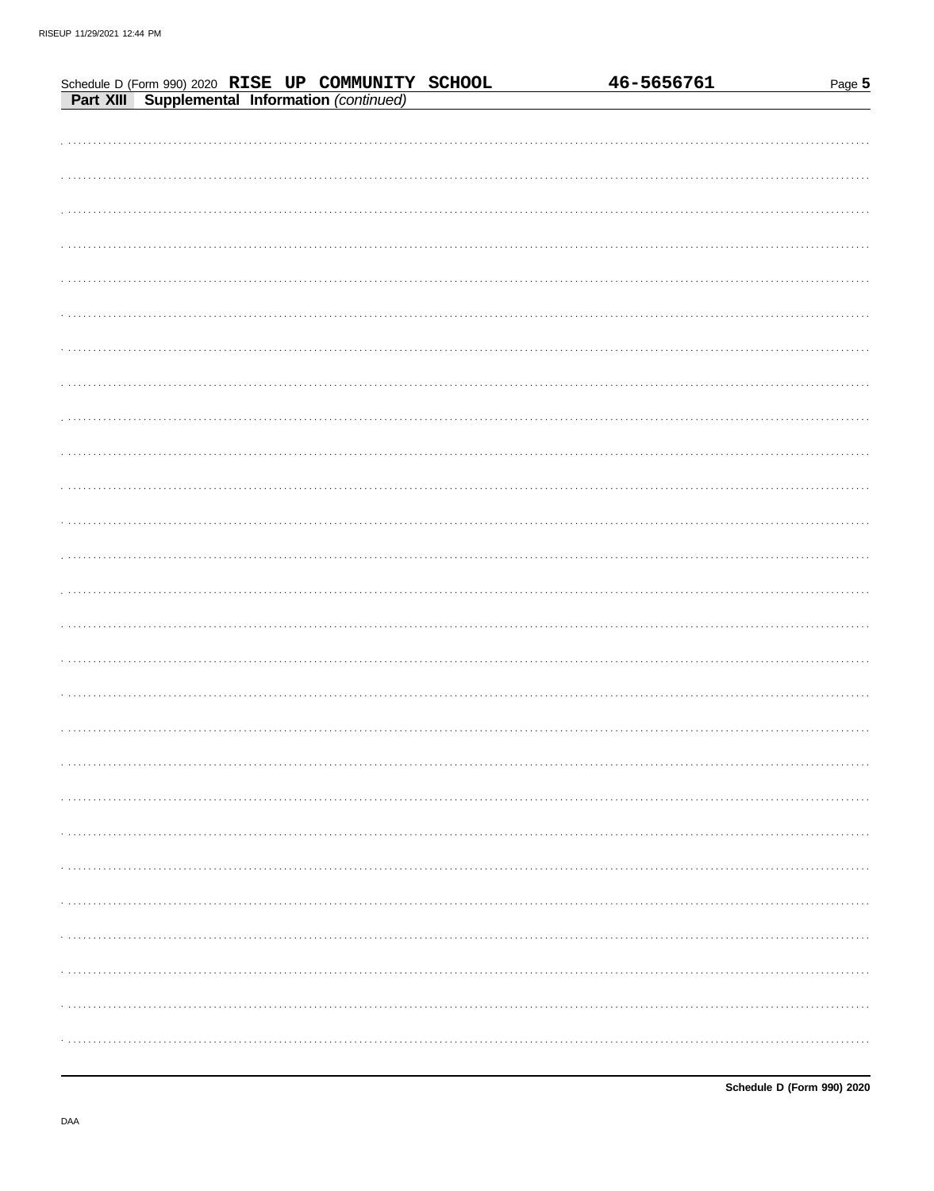Schedule D (Form 990) 2020 **RISE UP COMMUNITY SCHOOL** 46-5656761

**Part XIII Supplemental Information** *(continued)*

Schedule D (Form 990) 2020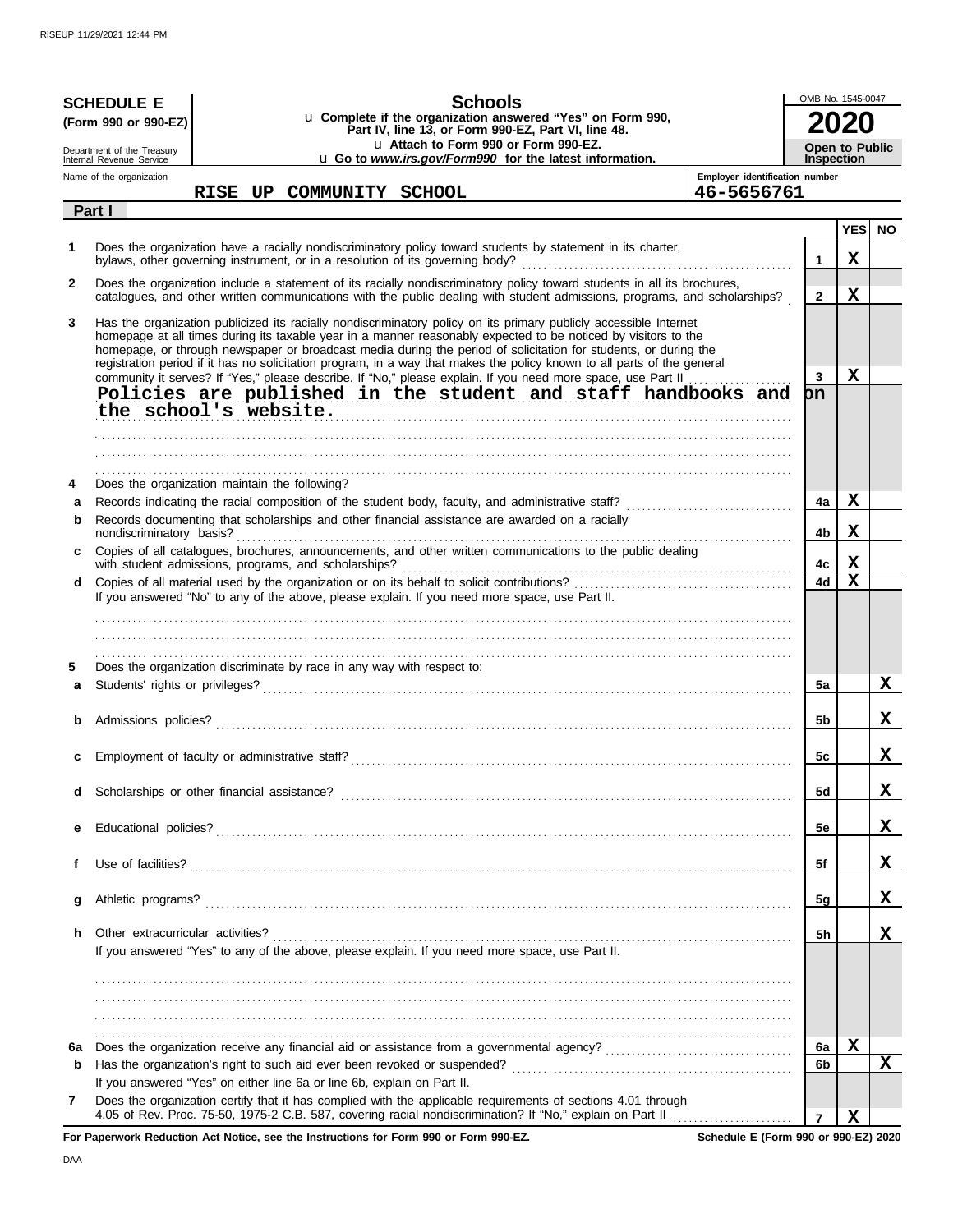# SCHEDULE E (Form 990 or 990-EZ)

Department of the Treasury
Internal Revenue Service

## Schools

u **Complete if the organization answered "Yes" on Form 990, Part IV, line 13, or Form 990-EZ, Part VI, line 48.**
u **Attach to Form 990 or Form 990-EZ.**
u **Go to *www.irs.gov/Form990* for the latest information.**

OMB No. 1545-0047

**2020**

**Open to Public Inspection**

Name of the organization: **RISE UP COMMUNITY SCHOOL**

Employer identification number: **46-5656761**

### Part I

| | | | YES | NO |
|---|---|---|---|---|
| 1 | Does the organization have a racially nondiscriminatory policy toward students by statement in its charter, bylaws, other governing instrument, or in a resolution of its governing body? | 1 | X | |
| 2 | Does the organization include a statement of its racially nondiscriminatory policy toward students in all its brochures, catalogues, and other written communications with the public dealing with student admissions, programs, and scholarships? | 2 | X | |
| 3 | Has the organization publicized its racially nondiscriminatory policy on its primary publicly accessible Internet homepage at all times during its taxable year in a manner reasonably expected to be noticed by visitors to the homepage, or through newspaper or broadcast media during the period of solicitation for students, or during the registration period if it has no solicitation program, in a way that makes the policy known to all parts of the general community it serves? If "Yes," please describe. If "No," please explain. If you need more space, use Part II | 3 | X | |
| | Policies are published in the student and staff handbooks and on the school's website. | | | |
| 4 | Does the organization maintain the following? | | | |
| a | Records indicating the racial composition of the student body, faculty, and administrative staff? | 4a | X | |
| b | Records documenting that scholarships and other financial assistance are awarded on a racially nondiscriminatory basis? | 4b | X | |
| c | Copies of all catalogues, brochures, announcements, and other written communications to the public dealing with student admissions, programs, and scholarships? | 4c | X | |
| d | Copies of all material used by the organization or on its behalf to solicit contributions? | 4d | X | |
| | If you answered "No" to any of the above, please explain. If you need more space, use Part II. | | | |
| 5 | Does the organization discriminate by race in any way with respect to: | | | |
| a | Students' rights or privileges? | 5a | | X |
| b | Admissions policies? | 5b | | X |
| c | Employment of faculty or administrative staff? | 5c | | X |
| d | Scholarships or other financial assistance? | 5d | | X |
| e | Educational policies? | 5e | | X |
| f | Use of facilities? | 5f | | X |
| g | Athletic programs? | 5g | | X |
| h | Other extracurricular activities? | 5h | | X |
| | If you answered "Yes" to any of the above, please explain. If you need more space, use Part II. | | | |
| 6a | Does the organization receive any financial aid or assistance from a governmental agency? | 6a | X | |
| b | Has the organization's right to such aid ever been revoked or suspended? | 6b | | X |
| | If you answered "Yes" on either line 6a or line 6b, explain on Part II. | | | |
| 7 | Does the organization certify that it has complied with the applicable requirements of sections 4.01 through 4.05 of Rev. Proc. 75-50, 1975-2 C.B. 587, covering racial nondiscrimination? If "No," explain on Part II | 7 | X | |

**For Paperwork Reduction Act Notice, see the Instructions for Form 990 or Form 990-EZ.** **Schedule E (Form 990 or 990-EZ) 2020**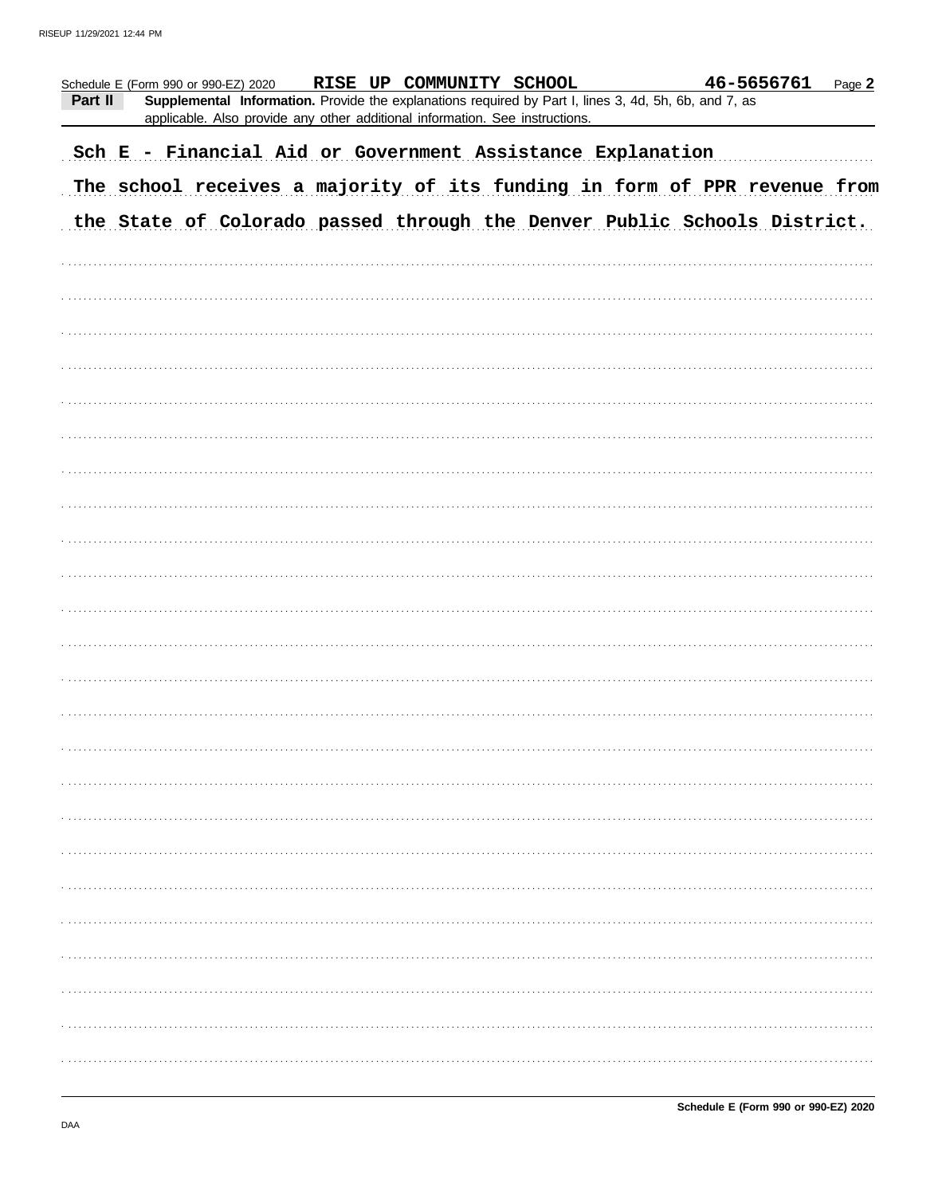Schedule E (Form 990 or 990-EZ) 2020 **RISE UP COMMUNITY SCHOOL** **46-5656761** Page **2**

**Part II** **Supplemental Information.** Provide the explanations required by Part I, lines 3, 4d, 5h, 6b, and 7, as applicable. Also provide any other additional information. See instructions.

Sch E - Financial Aid or Government Assistance Explanation

The school receives a majority of its funding in form of PPR revenue from the State of Colorado passed through the Denver Public Schools District.

**Schedule E (Form 990 or 990-EZ) 2020**

DAA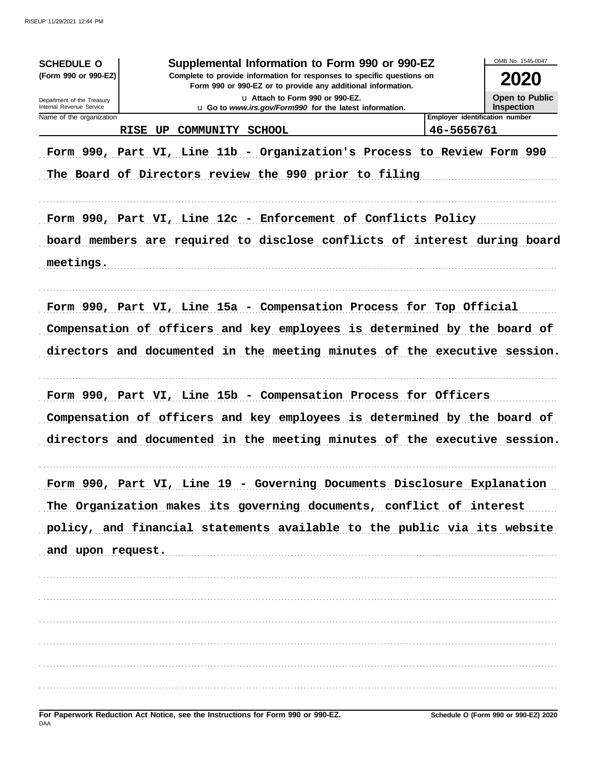**SCHEDULE O**
**(Form 990 or 990-EZ)**

Department of the Treasury
Internal Revenue Service

# Supplemental Information to Form 990 or 990-EZ

**Complete to provide information for responses to specific questions on Form 990 or 990-EZ or to provide any additional information.**

u Attach to Form 990 or 990-EZ.
u Go to *www.irs.gov/Form990* for the latest information.

OMB No. 1545-0047
**2020**
**Open to Public Inspection**

| Name of the organization | Employer identification number |
| --- | --- |
| RISE UP COMMUNITY SCHOOL | 46-5656761 |

Form 990, Part VI, Line 11b - Organization's Process to Review Form 990

The Board of Directors review the 990 prior to filing

Form 990, Part VI, Line 12c - Enforcement of Conflicts Policy

board members are required to disclose conflicts of interest during board meetings.

Form 990, Part VI, Line 15a - Compensation Process for Top Official

Compensation of officers and key employees is determined by the board of directors and documented in the meeting minutes of the executive session.

Form 990, Part VI, Line 15b - Compensation Process for Officers

Compensation of officers and key employees is determined by the board of directors and documented in the meeting minutes of the executive session.

Form 990, Part VI, Line 19 - Governing Documents Disclosure Explanation

The Organization makes its governing documents, conflict of interest policy, and financial statements available to the public via its website and upon request.

**For Paperwork Reduction Act Notice, see the Instructions for Form 990 or 990-EZ.**
DAA
**Schedule O (Form 990 or 990-EZ) 2020**